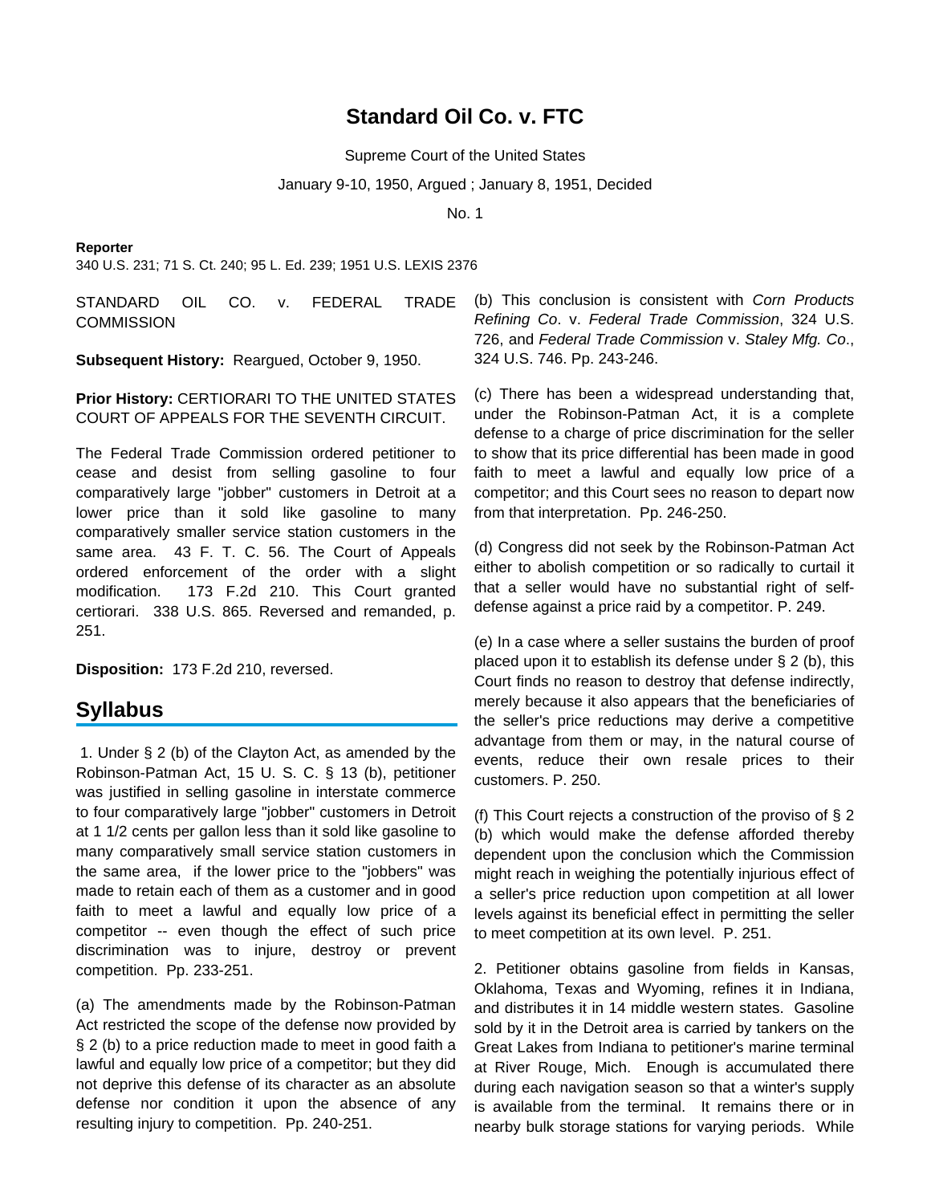# Standard Oil Co. v. FTC

Supreme Court of the United States

January 9-10, 1950, Argued ; January 8, 1951, Decided

No. 1

**Reporter**

340 U.S. 231; 71 S. Ct. 240; 95 L. Ed. 239; 1951 U.S. LEXIS 2376

STANDARD OIL CO. v. FEDERAL TRADE COMMISSION

**Subsequent History:** Reargued, October 9, 1950.

**Prior History:** CERTIORARI TO THE UNITED STATES COURT OF APPEALS FOR THE SEVENTH CIRCUIT.

The Federal Trade Commission ordered petitioner to cease and desist from selling gasoline to four comparatively large "jobber" customers in Detroit at a lower price than it sold like gasoline to many comparatively smaller service station customers in the same area. 43 F. T. C. 56. The Court of Appeals ordered enforcement of the order with a slight modification. 173 F.2d 210. This Court granted certiorari. 338 U.S. 865. Reversed and remanded, p. 251.

**Disposition:** 173 F.2d 210, reversed.

## Syllabus

1. Under § 2 (b) of the Clayton Act, as amended by the Robinson-Patman Act, 15 U. S. C. § 13 (b), petitioner was justified in selling gasoline in interstate commerce to four comparatively large "jobber" customers in Detroit at 1 1/2 cents per gallon less than it sold like gasoline to many comparatively small service station customers in the same area, if the lower price to the "jobbers" was made to retain each of them as a customer and in good faith to meet a lawful and equally low price of a competitor -- even though the effect of such price discrimination was to injure, destroy or prevent competition. Pp. 233-251.

(a) The amendments made by the Robinson-Patman Act restricted the scope of the defense now provided by § 2 (b) to a price reduction made to meet in good faith a lawful and equally low price of a competitor; but they did not deprive this defense of its character as an absolute defense nor condition it upon the absence of any resulting injury to competition. Pp. 240-251.

(b) This conclusion is consistent with *Corn Products Refining Co*. v. *Federal Trade Commission*, 324 U.S. 726, and *Federal Trade Commission* v. *Staley Mfg. Co*., 324 U.S. 746. Pp. 243-246.

(c) There has been a widespread understanding that, under the Robinson-Patman Act, it is a complete defense to a charge of price discrimination for the seller to show that its price differential has been made in good faith to meet a lawful and equally low price of a competitor; and this Court sees no reason to depart now from that interpretation. Pp. 246-250.

(d) Congress did not seek by the Robinson-Patman Act either to abolish competition or so radically to curtail it that a seller would have no substantial right of self-defense against a price raid by a competitor. P. 249.

(e) In a case where a seller sustains the burden of proof placed upon it to establish its defense under § 2 (b), this Court finds no reason to destroy that defense indirectly, merely because it also appears that the beneficiaries of the seller's price reductions may derive a competitive advantage from them or may, in the natural course of events, reduce their own resale prices to their customers. P. 250.

(f) This Court rejects a construction of the proviso of § 2 (b) which would make the defense afforded thereby dependent upon the conclusion which the Commission might reach in weighing the potentially injurious effect of a seller's price reduction upon competition at all lower levels against its beneficial effect in permitting the seller to meet competition at its own level. P. 251.

2. Petitioner obtains gasoline from fields in Kansas, Oklahoma, Texas and Wyoming, refines it in Indiana, and distributes it in 14 middle western states. Gasoline sold by it in the Detroit area is carried by tankers on the Great Lakes from Indiana to petitioner's marine terminal at River Rouge, Mich. Enough is accumulated there during each navigation season so that a winter's supply is available from the terminal. It remains there or in nearby bulk storage stations for varying periods. While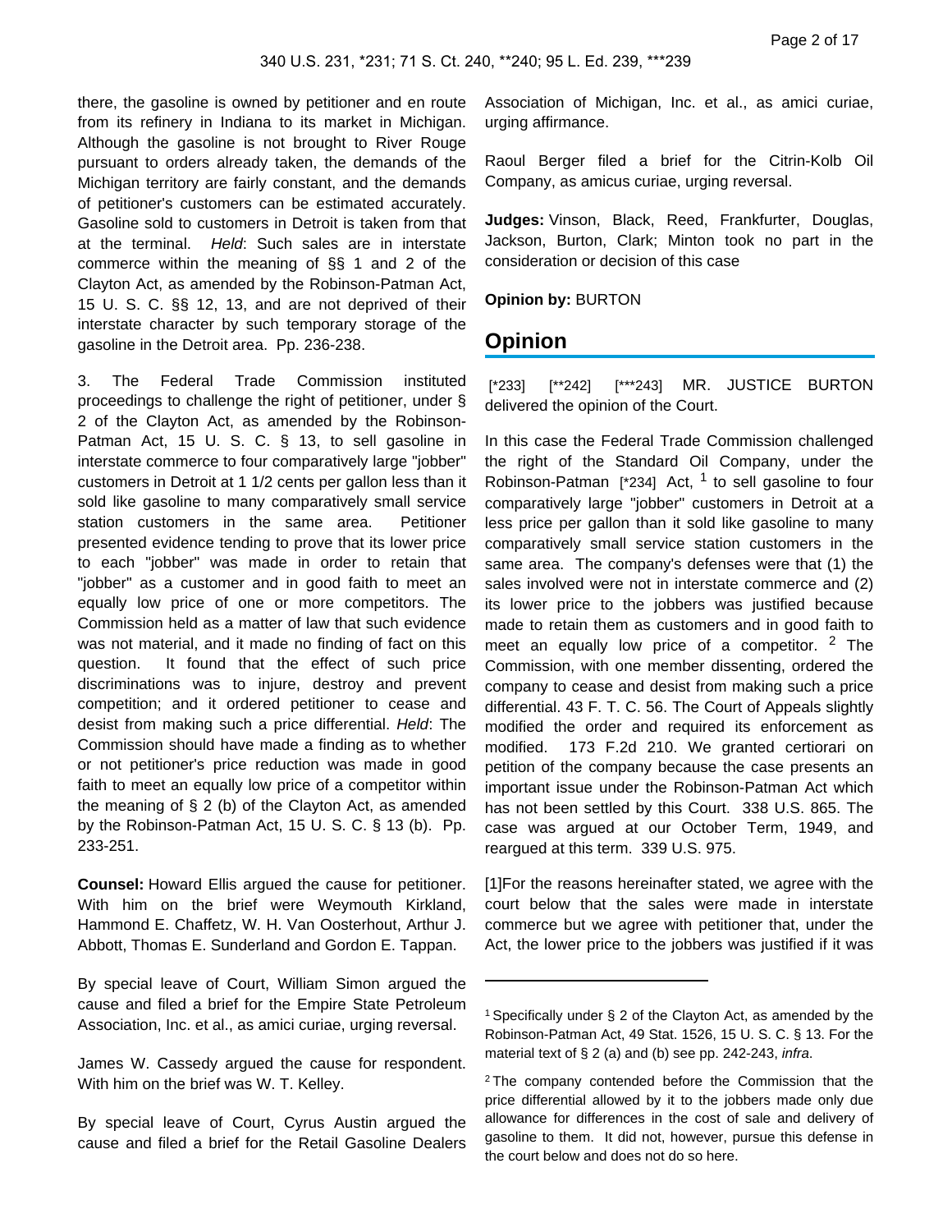there, the gasoline is owned by petitioner and en route from its refinery in Indiana to its market in Michigan. Although the gasoline is not brought to River Rouge pursuant to orders already taken, the demands of the Michigan territory are fairly constant, and the demands of petitioner's customers can be estimated accurately. Gasoline sold to customers in Detroit is taken from that at the terminal. *Held*: Such sales are in interstate commerce within the meaning of §§ 1 and 2 of the Clayton Act, as amended by the Robinson-Patman Act, 15 U. S. C. §§ 12, 13, and are not deprived of their interstate character by such temporary storage of the gasoline in the Detroit area. Pp. 236-238.

3. The Federal Trade Commission instituted proceedings to challenge the right of petitioner, under § 2 of the Clayton Act, as amended by the Robinson-Patman Act, 15 U. S. C. § 13, to sell gasoline in interstate commerce to four comparatively large "jobber" customers in Detroit at 1 1/2 cents per gallon less than it sold like gasoline to many comparatively small service station customers in the same area. Petitioner presented evidence tending to prove that its lower price to each "jobber" was made in order to retain that "jobber" as a customer and in good faith to meet an equally low price of one or more competitors. The Commission held as a matter of law that such evidence was not material, and it made no finding of fact on this question. It found that the effect of such price discriminations was to injure, destroy and prevent competition; and it ordered petitioner to cease and desist from making such a price differential. *Held*: The Commission should have made a finding as to whether or not petitioner's price reduction was made in good faith to meet an equally low price of a competitor within the meaning of § 2 (b) of the Clayton Act, as amended by the Robinson-Patman Act, 15 U. S. C. § 13 (b). Pp. 233-251.

**Counsel:** Howard Ellis argued the cause for petitioner. With him on the brief were Weymouth Kirkland, Hammond E. Chaffetz, W. H. Van Oosterhout, Arthur J. Abbott, Thomas E. Sunderland and Gordon E. Tappan.

By special leave of Court, William Simon argued the cause and filed a brief for the Empire State Petroleum Association, Inc. et al., as amici curiae, urging reversal.

James W. Cassedy argued the cause for respondent. With him on the brief was W. T. Kelley.

By special leave of Court, Cyrus Austin argued the cause and filed a brief for the Retail Gasoline Dealers Association of Michigan, Inc. et al., as amici curiae, urging affirmance.

Raoul Berger filed a brief for the Citrin-Kolb Oil Company, as amicus curiae, urging reversal.

**Judges:** Vinson, Black, Reed, Frankfurter, Douglas, Jackson, Burton, Clark; Minton took no part in the consideration or decision of this case

**Opinion by:** BURTON

## Opinion

[*233] [**242] [***243] MR. JUSTICE BURTON delivered the opinion of the Court.

In this case the Federal Trade Commission challenged the right of the Standard Oil Company, under the Robinson-Patman [*234] Act, [1] to sell gasoline to four comparatively large "jobber" customers in Detroit at a less price per gallon than it sold like gasoline to many comparatively small service station customers in the same area. The company's defenses were that (1) the sales involved were not in interstate commerce and (2) its lower price to the jobbers was justified because made to retain them as customers and in good faith to meet an equally low price of a competitor. [2] The Commission, with one member dissenting, ordered the company to cease and desist from making such a price differential. 43 F. T. C. 56. The Court of Appeals slightly modified the order and required its enforcement as modified. 173 F.2d 210. We granted certiorari on petition of the company because the case presents an important issue under the Robinson-Patman Act which has not been settled by this Court. 338 U.S. 865. The case was argued at our October Term, 1949, and reargued at this term. 339 U.S. 975.

[1]For the reasons hereinafter stated, we agree with the court below that the sales were made in interstate commerce but we agree with petitioner that, under the Act, the lower price to the jobbers was justified if it was

---

[1] Specifically under § 2 of the Clayton Act, as amended by the Robinson-Patman Act, 49 Stat. 1526, 15 U. S. C. § 13. For the material text of § 2 (a) and (b) see pp. 242-243, *infra*.

[2] The company contended before the Commission that the price differential allowed by it to the jobbers made only due allowance for differences in the cost of sale and delivery of gasoline to them. It did not, however, pursue this defense in the court below and does not do so here.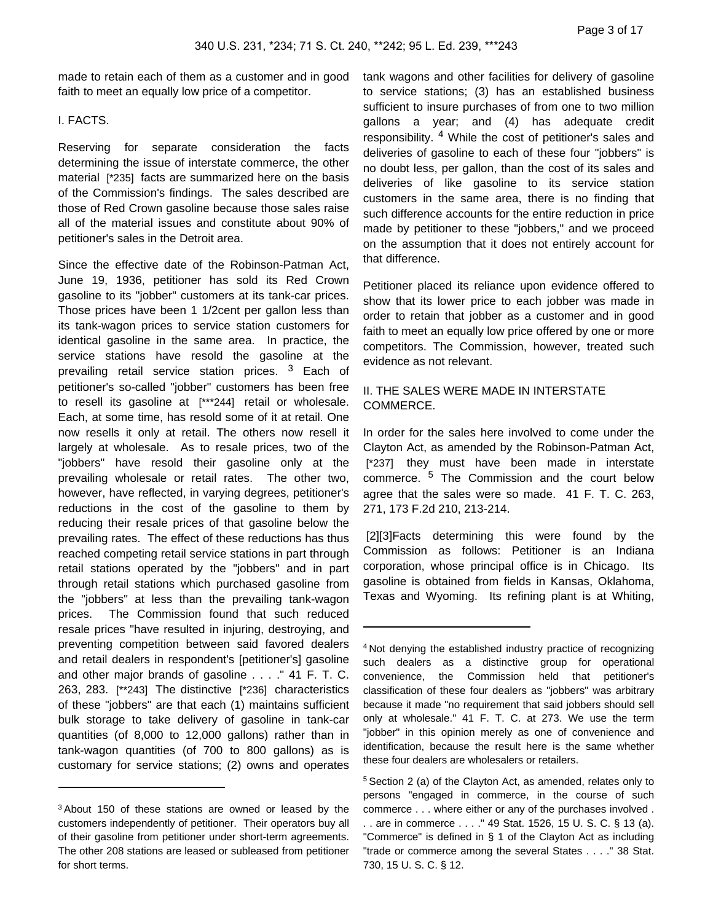made to retain each of them as a customer and in good faith to meet an equally low price of a competitor.

I. FACTS.

Reserving for separate consideration the facts determining the issue of interstate commerce, the other material [*235] facts are summarized here on the basis of the Commission's findings. The sales described are those of Red Crown gasoline because those sales raise all of the material issues and constitute about 90% of petitioner's sales in the Detroit area.

Since the effective date of the Robinson-Patman Act, June 19, 1936, petitioner has sold its Red Crown gasoline to its "jobber" customers at its tank-car prices. Those prices have been 1 1/2cent per gallon less than its tank-wagon prices to service station customers for identical gasoline in the same area. In practice, the service stations have resold the gasoline at the prevailing retail service station prices. [3] Each of petitioner's so-called "jobber" customers has been free to resell its gasoline at [***244] retail or wholesale. Each, at some time, has resold some of it at retail. One now resells it only at retail. The others now resell it largely at wholesale. As to resale prices, two of the "jobbers" have resold their gasoline only at the prevailing wholesale or retail rates. The other two, however, have reflected, in varying degrees, petitioner's reductions in the cost of the gasoline to them by reducing their resale prices of that gasoline below the prevailing rates. The effect of these reductions has thus reached competing retail service stations in part through retail stations operated by the "jobbers" and in part through retail stations which purchased gasoline from the "jobbers" at less than the prevailing tank-wagon prices. The Commission found that such reduced resale prices "have resulted in injuring, destroying, and preventing competition between said favored dealers and retail dealers in respondent's [petitioner's] gasoline and other major brands of gasoline . . . ." 41 F. T. C. 263, 283. [**243] The distinctive [*236] characteristics of these "jobbers" are that each (1) maintains sufficient bulk storage to take delivery of gasoline in tank-car quantities (of 8,000 to 12,000 gallons) rather than in tank-wagon quantities (of 700 to 800 gallons) as is customary for service stations; (2) owns and operates tank wagons and other facilities for delivery of gasoline to service stations; (3) has an established business sufficient to insure purchases of from one to two million gallons a year; and (4) has adequate credit responsibility. [4] While the cost of petitioner's sales and deliveries of gasoline to each of these four "jobbers" is no doubt less, per gallon, than the cost of its sales and deliveries of like gasoline to its service station customers in the same area, there is no finding that such difference accounts for the entire reduction in price made by petitioner to these "jobbers," and we proceed on the assumption that it does not entirely account for that difference.

Petitioner placed its reliance upon evidence offered to show that its lower price to each jobber was made in order to retain that jobber as a customer and in good faith to meet an equally low price offered by one or more competitors. The Commission, however, treated such evidence as not relevant.

II. THE SALES WERE MADE IN INTERSTATE COMMERCE.

In order for the sales here involved to come under the Clayton Act, as amended by the Robinson-Patman Act, [*237] they must have been made in interstate commerce. [5] The Commission and the court below agree that the sales were so made. 41 F. T. C. 263, 271, 173 F.2d 210, 213-214.

[2][3]Facts determining this were found by the Commission as follows: Petitioner is an Indiana corporation, whose principal office is in Chicago. Its gasoline is obtained from fields in Kansas, Oklahoma, Texas and Wyoming. Its refining plant is at Whiting,

---

[3] About 150 of these stations are owned or leased by the customers independently of petitioner. Their operators buy all of their gasoline from petitioner under short-term agreements. The other 208 stations are leased or subleased from petitioner for short terms.

[4] Not denying the established industry practice of recognizing such dealers as a distinctive group for operational convenience, the Commission held that petitioner's classification of these four dealers as "jobbers" was arbitrary because it made "no requirement that said jobbers should sell only at wholesale." 41 F. T. C. at 273. We use the term "jobber" in this opinion merely as one of convenience and identification, because the result here is the same whether these four dealers are wholesalers or retailers.

[5] Section 2 (a) of the Clayton Act, as amended, relates only to persons "engaged in commerce, in the course of such commerce . . . where either or any of the purchases involved . . . are in commerce . . . ." 49 Stat. 1526, 15 U. S. C. § 13 (a). "Commerce" is defined in § 1 of the Clayton Act as including "trade or commerce among the several States . . . ." 38 Stat. 730, 15 U. S. C. § 12.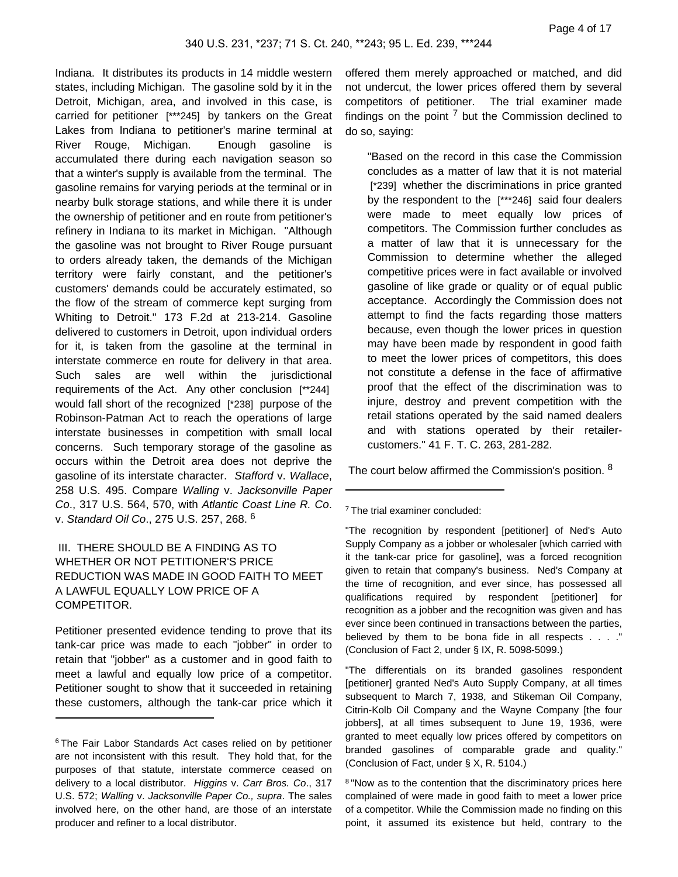Indiana. It distributes its products in 14 middle western states, including Michigan. The gasoline sold by it in the Detroit, Michigan, area, and involved in this case, is carried for petitioner [***245] by tankers on the Great Lakes from Indiana to petitioner's marine terminal at River Rouge, Michigan. Enough gasoline is accumulated there during each navigation season so that a winter's supply is available from the terminal. The gasoline remains for varying periods at the terminal or in nearby bulk storage stations, and while there it is under the ownership of petitioner and en route from petitioner's refinery in Indiana to its market in Michigan. "Although the gasoline was not brought to River Rouge pursuant to orders already taken, the demands of the Michigan territory were fairly constant, and the petitioner's customers' demands could be accurately estimated, so the flow of the stream of commerce kept surging from Whiting to Detroit." 173 F.2d at 213-214. Gasoline delivered to customers in Detroit, upon individual orders for it, is taken from the gasoline at the terminal in interstate commerce en route for delivery in that area. Such sales are well within the jurisdictional requirements of the Act. Any other conclusion [**244] would fall short of the recognized [*238] purpose of the Robinson-Patman Act to reach the operations of large interstate businesses in competition with small local concerns. Such temporary storage of the gasoline as occurs within the Detroit area does not deprive the gasoline of its interstate character. *Stafford* v. *Wallace*, 258 U.S. 495. Compare *Walling* v. *Jacksonville Paper Co*., 317 U.S. 564, 570, with *Atlantic Coast Line R. Co*. v. *Standard Oil Co*., 275 U.S. 257, 268. [6]

## III. THERE SHOULD BE A FINDING AS TO WHETHER OR NOT PETITIONER'S PRICE REDUCTION WAS MADE IN GOOD FAITH TO MEET A LAWFUL EQUALLY LOW PRICE OF A COMPETITOR.

Petitioner presented evidence tending to prove that its tank-car price was made to each "jobber" in order to retain that "jobber" as a customer and in good faith to meet a lawful and equally low price of a competitor. Petitioner sought to show that it succeeded in retaining these customers, although the tank-car price which it offered them merely approached or matched, and did not undercut, the lower prices offered them by several competitors of petitioner. The trial examiner made findings on the point [7] but the Commission declined to do so, saying:

> "Based on the record in this case the Commission concludes as a matter of law that it is not material [*239] whether the discriminations in price granted by the respondent to the [***246] said four dealers were made to meet equally low prices of competitors. The Commission further concludes as a matter of law that it is unnecessary for the Commission to determine whether the alleged competitive prices were in fact available or involved gasoline of like grade or quality or of equal public acceptance. Accordingly the Commission does not attempt to find the facts regarding those matters because, even though the lower prices in question may have been made by respondent in good faith to meet the lower prices of competitors, this does not constitute a defense in the face of affirmative proof that the effect of the discrimination was to injure, destroy and prevent competition with the retail stations operated by the said named dealers and with stations operated by their retailer-customers." 41 F. T. C. 263, 281-282.

The court below affirmed the Commission's position. [8]

---

[6] The Fair Labor Standards Act cases relied on by petitioner are not inconsistent with this result. They hold that, for the purposes of that statute, interstate commerce ceased on delivery to a local distributor. *Higgins* v. *Carr Bros. Co*., 317 U.S. 572; *Walling* v. *Jacksonville Paper Co., supra*. The sales involved here, on the other hand, are those of an interstate producer and refiner to a local distributor.

[7] The trial examiner concluded:

"The recognition by respondent [petitioner] of Ned's Auto Supply Company as a jobber or wholesaler [which carried with it the tank-car price for gasoline], was a forced recognition given to retain that company's business. Ned's Company at the time of recognition, and ever since, has possessed all qualifications required by respondent [petitioner] for recognition as a jobber and the recognition was given and has ever since been continued in transactions between the parties, believed by them to be bona fide in all respects . . . ." (Conclusion of Fact 2, under § IX, R. 5098-5099.)

"The differentials on its branded gasolines respondent [petitioner] granted Ned's Auto Supply Company, at all times subsequent to March 7, 1938, and Stikeman Oil Company, Citrin-Kolb Oil Company and the Wayne Company [the four jobbers], at all times subsequent to June 19, 1936, were granted to meet equally low prices offered by competitors on branded gasolines of comparable grade and quality." (Conclusion of Fact, under § X, R. 5104.)

[8] "Now as to the contention that the discriminatory prices here complained of were made in good faith to meet a lower price of a competitor. While the Commission made no finding on this point, it assumed its existence but held, contrary to the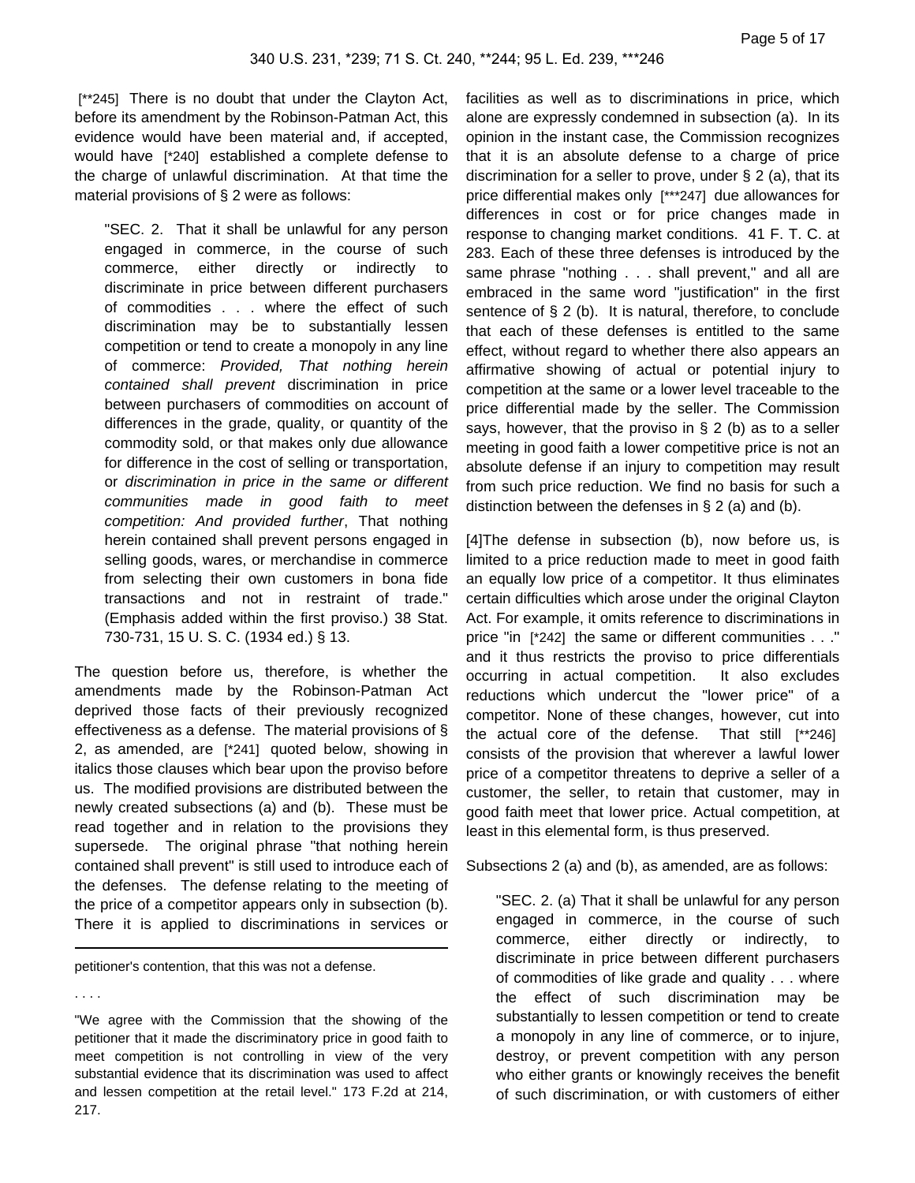[**245] There is no doubt that under the Clayton Act, before its amendment by the Robinson-Patman Act, this evidence would have been material and, if accepted, would have [*240] established a complete defense to the charge of unlawful discrimination. At that time the material provisions of § 2 were as follows:

> "SEC. 2. That it shall be unlawful for any person engaged in commerce, in the course of such commerce, either directly or indirectly to discriminate in price between different purchasers of commodities . . . where the effect of such discrimination may be to substantially lessen competition or tend to create a monopoly in any line of commerce: *Provided, That nothing herein contained shall prevent* discrimination in price between purchasers of commodities on account of differences in the grade, quality, or quantity of the commodity sold, or that makes only due allowance for difference in the cost of selling or transportation, or *discrimination in price in the same or different communities made in good faith to meet competition: And provided further*, That nothing herein contained shall prevent persons engaged in selling goods, wares, or merchandise in commerce from selecting their own customers in bona fide transactions and not in restraint of trade." (Emphasis added within the first proviso.) 38 Stat. 730-731, 15 U. S. C. (1934 ed.) § 13.

The question before us, therefore, is whether the amendments made by the Robinson-Patman Act deprived those facts of their previously recognized effectiveness as a defense. The material provisions of § 2, as amended, are [*241] quoted below, showing in italics those clauses which bear upon the proviso before us. The modified provisions are distributed between the newly created subsections (a) and (b). These must be read together and in relation to the provisions they supersede. The original phrase "that nothing herein contained shall prevent" is still used to introduce each of the defenses. The defense relating to the meeting of the price of a competitor appears only in subsection (b). There it is applied to discriminations in services or facilities as well as to discriminations in price, which alone are expressly condemned in subsection (a). In its opinion in the instant case, the Commission recognizes that it is an absolute defense to a charge of price discrimination for a seller to prove, under § 2 (a), that its price differential makes only [***247] due allowances for differences in cost or for price changes made in response to changing market conditions. 41 F. T. C. at 283. Each of these three defenses is introduced by the same phrase "nothing . . . shall prevent," and all are embraced in the same word "justification" in the first sentence of § 2 (b). It is natural, therefore, to conclude that each of these defenses is entitled to the same effect, without regard to whether there also appears an affirmative showing of actual or potential injury to competition at the same or a lower level traceable to the price differential made by the seller. The Commission says, however, that the proviso in § 2 (b) as to a seller meeting in good faith a lower competitive price is not an absolute defense if an injury to competition may result from such price reduction. We find no basis for such a distinction between the defenses in § 2 (a) and (b).

[4]The defense in subsection (b), now before us, is limited to a price reduction made to meet in good faith an equally low price of a competitor. It thus eliminates certain difficulties which arose under the original Clayton Act. For example, it omits reference to discriminations in price "in [*242] the same or different communities . . ." and it thus restricts the proviso to price differentials occurring in actual competition. It also excludes reductions which undercut the "lower price" of a competitor. None of these changes, however, cut into the actual core of the defense. That still [**246] consists of the provision that wherever a lawful lower price of a competitor threatens to deprive a seller of a customer, the seller, to retain that customer, may in good faith meet that lower price. Actual competition, at least in this elemental form, is thus preserved.

Subsections 2 (a) and (b), as amended, are as follows:

> "SEC. 2. (a) That it shall be unlawful for any person engaged in commerce, in the course of such commerce, either directly or indirectly, to discriminate in price between different purchasers of commodities of like grade and quality . . . where the effect of such discrimination may be substantially to lessen competition or tend to create a monopoly in any line of commerce, or to injure, destroy, or prevent competition with any person who either grants or knowingly receives the benefit of such discrimination, or with customers of either

---

petitioner's contention, that this was not a defense.

. . . .

"We agree with the Commission that the showing of the petitioner that it made the discriminatory price in good faith to meet competition is not controlling in view of the very substantial evidence that its discrimination was used to affect and lessen competition at the retail level." 173 F.2d at 214, 217.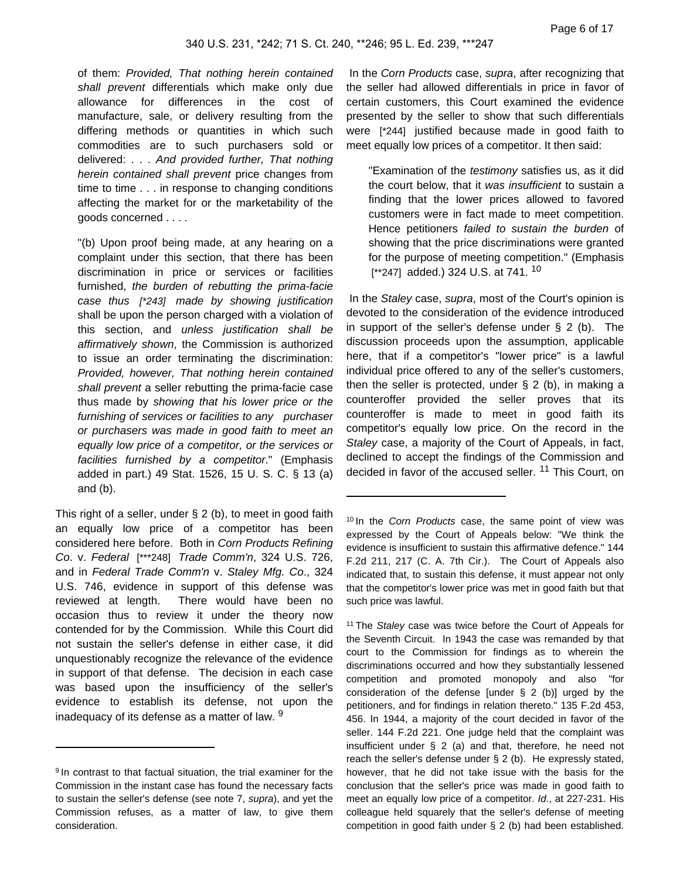of them: *Provided, That nothing herein contained shall prevent* differentials which make only due allowance for differences in the cost of manufacture, sale, or delivery resulting from the differing methods or quantities in which such commodities are to such purchasers sold or delivered: . . . *And provided further, That nothing herein contained shall prevent* price changes from time to time . . . in response to changing conditions affecting the market for or the marketability of the goods concerned . . . .

"(b) Upon proof being made, at any hearing on a complaint under this section, that there has been discrimination in price or services or facilities furnished, *the burden of rebutting the prima-facie case thus [*243] made by showing justification* shall be upon the person charged with a violation of this section, and *unless justification shall be affirmatively shown*, the Commission is authorized to issue an order terminating the discrimination: *Provided, however, That nothing herein contained shall prevent* a seller rebutting the prima-facie case thus made by *showing that his lower price or the furnishing of services or facilities to any purchaser or purchasers was made in good faith to meet an equally low price of a competitor, or the services or facilities furnished by a competitor*." (Emphasis added in part.) 49 Stat. 1526, 15 U. S. C. § 13 (a) and (b).

This right of a seller, under § 2 (b), to meet in good faith an equally low price of a competitor has been considered here before. Both in *Corn Products Refining Co*. v. *Federal* [***248] *Trade Comm'n*, 324 U.S. 726, and in *Federal Trade Comm'n* v. *Staley Mfg. Co*., 324 U.S. 746, evidence in support of this defense was reviewed at length. There would have been no occasion thus to review it under the theory now contended for by the Commission. While this Court did not sustain the seller's defense in either case, it did unquestionably recognize the relevance of the evidence in support of that defense. The decision in each case was based upon the insufficiency of the seller's evidence to establish its defense, not upon the inadequacy of its defense as a matter of law. [9]

In the *Corn Products* case, *supra*, after recognizing that the seller had allowed differentials in price in favor of certain customers, this Court examined the evidence presented by the seller to show that such differentials were [*244] justified because made in good faith to meet equally low prices of a competitor. It then said:

"Examination of the *testimony* satisfies us, as it did the court below, that it *was insufficient* to sustain a finding that the lower prices allowed to favored customers were in fact made to meet competition. Hence petitioners *failed to sustain the burden* of showing that the price discriminations were granted for the purpose of meeting competition." (Emphasis [**247] added.) 324 U.S. at 741. [10]

In the *Staley* case, *supra*, most of the Court's opinion is devoted to the consideration of the evidence introduced in support of the seller's defense under § 2 (b). The discussion proceeds upon the assumption, applicable here, that if a competitor's "lower price" is a lawful individual price offered to any of the seller's customers, then the seller is protected, under § 2 (b), in making a counteroffer provided the seller proves that its counteroffer is made to meet in good faith its competitor's equally low price. On the record in the *Staley* case, a majority of the Court of Appeals, in fact, declined to accept the findings of the Commission and decided in favor of the accused seller. [11] This Court, on

---

[9] In contrast to that factual situation, the trial examiner for the Commission in the instant case has found the necessary facts to sustain the seller's defense (see note 7, *supra*), and yet the Commission refuses, as a matter of law, to give them consideration.

[10] In the *Corn Products* case, the same point of view was expressed by the Court of Appeals below: "We think the evidence is insufficient to sustain this affirmative defence." 144 F.2d 211, 217 (C. A. 7th Cir.). The Court of Appeals also indicated that, to sustain this defense, it must appear not only that the competitor's lower price was met in good faith but that such price was lawful.

[11] The *Staley* case was twice before the Court of Appeals for the Seventh Circuit. In 1943 the case was remanded by that court to the Commission for findings as to wherein the discriminations occurred and how they substantially lessened competition and promoted monopoly and also "for consideration of the defense [under § 2 (b)] urged by the petitioners, and for findings in relation thereto." 135 F.2d 453, 456. In 1944, a majority of the court decided in favor of the seller. 144 F.2d 221. One judge held that the complaint was insufficient under § 2 (a) and that, therefore, he need not reach the seller's defense under § 2 (b). He expressly stated, however, that he did not take issue with the basis for the conclusion that the seller's price was made in good faith to meet an equally low price of a competitor. *Id*., at 227-231. His colleague held squarely that the seller's defense of meeting competition in good faith under § 2 (b) had been established.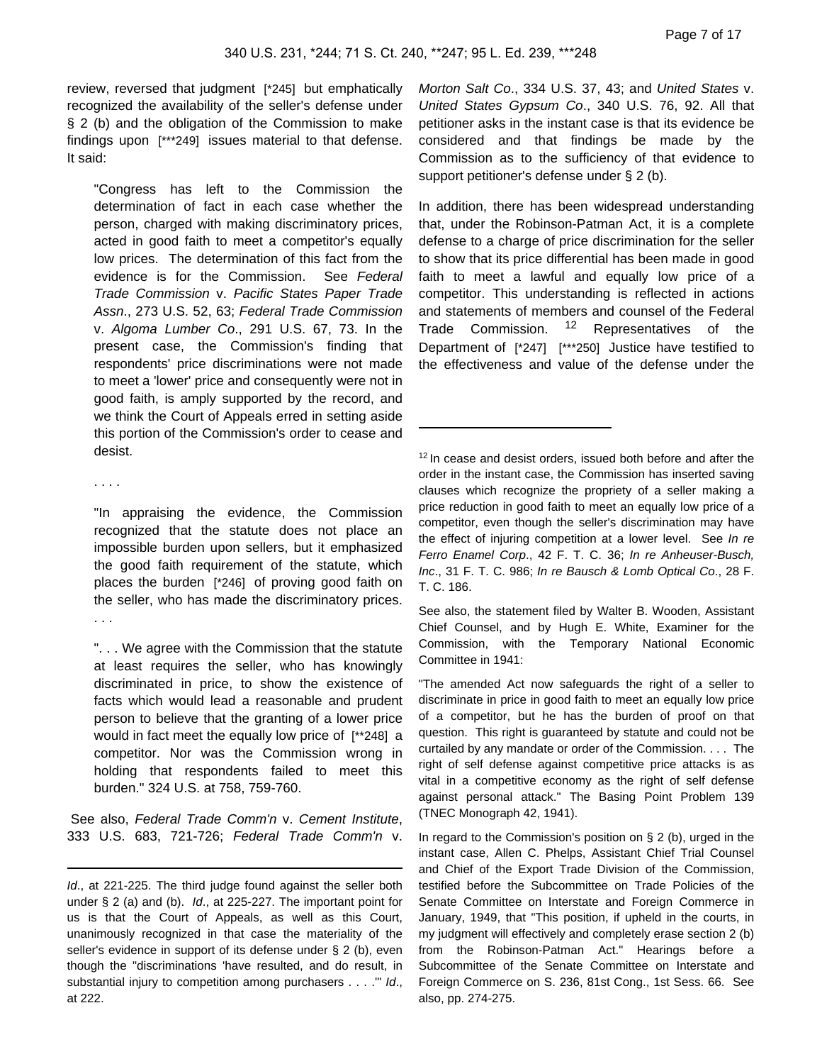review, reversed that judgment [*245] but emphatically recognized the availability of the seller's defense under § 2 (b) and the obligation of the Commission to make findings upon [***249] issues material to that defense. It said:

> "Congress has left to the Commission the determination of fact in each case whether the person, charged with making discriminatory prices, acted in good faith to meet a competitor's equally low prices. The determination of this fact from the evidence is for the Commission. See *Federal Trade Commission* v. *Pacific States Paper Trade Assn*., 273 U.S. 52, 63; *Federal Trade Commission* v. *Algoma Lumber Co*., 291 U.S. 67, 73. In the present case, the Commission's finding that respondents' price discriminations were not made to meet a 'lower' price and consequently were not in good faith, is amply supported by the record, and we think the Court of Appeals erred in setting aside this portion of the Commission's order to cease and desist.
>
> . . . .
>
> "In appraising the evidence, the Commission recognized that the statute does not place an impossible burden upon sellers, but it emphasized the good faith requirement of the statute, which places the burden [*246] of proving good faith on the seller, who has made the discriminatory prices. . . .
>
> ". . . We agree with the Commission that the statute at least requires the seller, who has knowingly discriminated in price, to show the existence of facts which would lead a reasonable and prudent person to believe that the granting of a lower price would in fact meet the equally low price of [**248] a competitor. Nor was the Commission wrong in holding that respondents failed to meet this burden." 324 U.S. at 758, 759-760.

See also, *Federal Trade Comm'n* v. *Cement Institute*, 333 U.S. 683, 721-726; *Federal Trade Comm'n* v. *Morton Salt Co*., 334 U.S. 37, 43; and *United States* v. *United States Gypsum Co*., 340 U.S. 76, 92. All that petitioner asks in the instant case is that its evidence be considered and that findings be made by the Commission as to the sufficiency of that evidence to support petitioner's defense under § 2 (b).

In addition, there has been widespread understanding that, under the Robinson-Patman Act, it is a complete defense to a charge of price discrimination for the seller to show that its price differential has been made in good faith to meet a lawful and equally low price of a competitor. This understanding is reflected in actions and statements of members and counsel of the Federal Trade Commission. [12] Representatives of the Department of [*247] [***250] Justice have testified to the effectiveness and value of the defense under the

---

*Id*., at 221-225. The third judge found against the seller both under § 2 (a) and (b). *Id*., at 225-227. The important point for us is that the Court of Appeals, as well as this Court, unanimously recognized in that case the materiality of the seller's evidence in support of its defense under § 2 (b), even though the "discriminations 'have resulted, and do result, in substantial injury to competition among purchasers . . . .'" *Id*., at 222.

[12] In cease and desist orders, issued both before and after the order in the instant case, the Commission has inserted saving clauses which recognize the propriety of a seller making a price reduction in good faith to meet an equally low price of a competitor, even though the seller's discrimination may have the effect of injuring competition at a lower level. See *In re Ferro Enamel Corp*., 42 F. T. C. 36; *In re Anheuser-Busch, Inc*., 31 F. T. C. 986; *In re Bausch & Lomb Optical Co*., 28 F. T. C. 186.

See also, the statement filed by Walter B. Wooden, Assistant Chief Counsel, and by Hugh E. White, Examiner for the Commission, with the Temporary National Economic Committee in 1941:

"The amended Act now safeguards the right of a seller to discriminate in price in good faith to meet an equally low price of a competitor, but he has the burden of proof on that question. This right is guaranteed by statute and could not be curtailed by any mandate or order of the Commission. . . . The right of self defense against competitive price attacks is as vital in a competitive economy as the right of self defense against personal attack." The Basing Point Problem 139 (TNEC Monograph 42, 1941).

In regard to the Commission's position on § 2 (b), urged in the instant case, Allen C. Phelps, Assistant Chief Trial Counsel and Chief of the Export Trade Division of the Commission, testified before the Subcommittee on Trade Policies of the Senate Committee on Interstate and Foreign Commerce in January, 1949, that "This position, if upheld in the courts, in my judgment will effectively and completely erase section 2 (b) from the Robinson-Patman Act." Hearings before a Subcommittee of the Senate Committee on Interstate and Foreign Commerce on S. 236, 81st Cong., 1st Sess. 66. See also, pp. 274-275.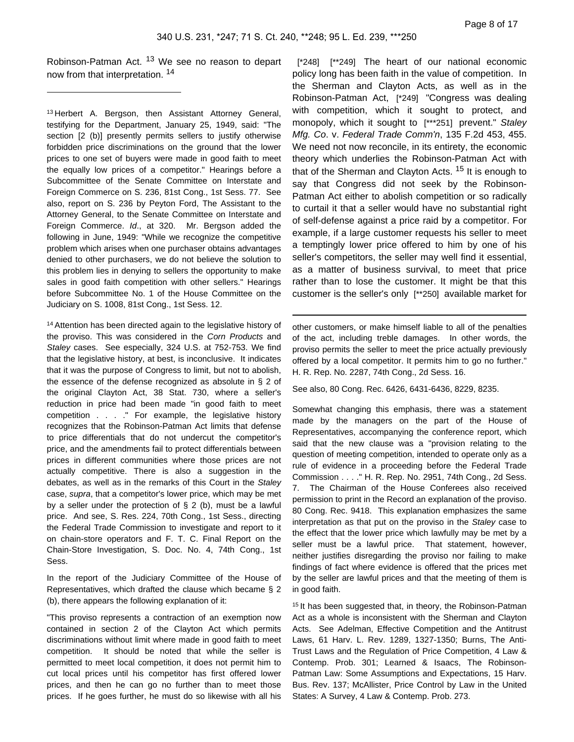Robinson-Patman Act. [13] We see no reason to depart now from that interpretation. [14]

[*248] [**249] The heart of our national economic policy long has been faith in the value of competition. In the Sherman and Clayton Acts, as well as in the Robinson-Patman Act, [*249] "Congress was dealing with competition, which it sought to protect, and monopoly, which it sought to [***251] prevent." *Staley Mfg. Co*. v. *Federal Trade Comm'n*, 135 F.2d 453, 455. We need not now reconcile, in its entirety, the economic theory which underlies the Robinson-Patman Act with that of the Sherman and Clayton Acts. [15] It is enough to say that Congress did not seek by the Robinson-Patman Act either to abolish competition or so radically to curtail it that a seller would have no substantial right of self-defense against a price raid by a competitor. For example, if a large customer requests his seller to meet a temptingly lower price offered to him by one of his seller's competitors, the seller may well find it essential, as a matter of business survival, to meet that price rather than to lose the customer. It might be that this customer is the seller's only [**250] available market for

---

[13] Herbert A. Bergson, then Assistant Attorney General, testifying for the Department, January 25, 1949, said: "The section [2 (b)] presently permits sellers to justify otherwise forbidden price discriminations on the ground that the lower prices to one set of buyers were made in good faith to meet the equally low prices of a competitor." Hearings before a Subcommittee of the Senate Committee on Interstate and Foreign Commerce on S. 236, 81st Cong., 1st Sess. 77. See also, report on S. 236 by Peyton Ford, The Assistant to the Attorney General, to the Senate Committee on Interstate and Foreign Commerce. *Id*., at 320. Mr. Bergson added the following in June, 1949: "While we recognize the competitive problem which arises when one purchaser obtains advantages denied to other purchasers, we do not believe the solution to this problem lies in denying to sellers the opportunity to make sales in good faith competition with other sellers." Hearings before Subcommittee No. 1 of the House Committee on the Judiciary on S. 1008, 81st Cong., 1st Sess. 12.

[14] Attention has been directed again to the legislative history of the proviso. This was considered in the *Corn Products* and *Staley* cases. See especially, 324 U.S. at 752-753. We find that the legislative history, at best, is inconclusive. It indicates that it was the purpose of Congress to limit, but not to abolish, the essence of the defense recognized as absolute in § 2 of the original Clayton Act, 38 Stat. 730, where a seller's reduction in price had been made "in good faith to meet competition . . . ." For example, the legislative history recognizes that the Robinson-Patman Act limits that defense to price differentials that do not undercut the competitor's price, and the amendments fail to protect differentials between prices in different communities where those prices are not actually competitive. There is also a suggestion in the debates, as well as in the remarks of this Court in the *Staley* case, *supra*, that a competitor's lower price, which may be met by a seller under the protection of § 2 (b), must be a lawful price. And see, S. Res. 224, 70th Cong., 1st Sess., directing the Federal Trade Commission to investigate and report to it on chain-store operators and F. T. C. Final Report on the Chain-Store Investigation, S. Doc. No. 4, 74th Cong., 1st Sess.

In the report of the Judiciary Committee of the House of Representatives, which drafted the clause which became § 2 (b), there appears the following explanation of it:

"This proviso represents a contraction of an exemption now contained in section 2 of the Clayton Act which permits discriminations without limit where made in good faith to meet competition. It should be noted that while the seller is permitted to meet local competition, it does not permit him to cut local prices until his competitor has first offered lower prices, and then he can go no further than to meet those prices. If he goes further, he must do so likewise with all his other customers, or make himself liable to all of the penalties of the act, including treble damages. In other words, the proviso permits the seller to meet the price actually previously offered by a local competitor. It permits him to go no further." H. R. Rep. No. 2287, 74th Cong., 2d Sess. 16.

See also, 80 Cong. Rec. 6426, 6431-6436, 8229, 8235.

Somewhat changing this emphasis, there was a statement made by the managers on the part of the House of Representatives, accompanying the conference report, which said that the new clause was a "provision relating to the question of meeting competition, intended to operate only as a rule of evidence in a proceeding before the Federal Trade Commission . . . ." H. R. Rep. No. 2951, 74th Cong., 2d Sess. 7. The Chairman of the House Conferees also received permission to print in the Record an explanation of the proviso. 80 Cong. Rec. 9418. This explanation emphasizes the same interpretation as that put on the proviso in the *Staley* case to the effect that the lower price which lawfully may be met by a seller must be a lawful price. That statement, however, neither justifies disregarding the proviso nor failing to make findings of fact where evidence is offered that the prices met by the seller are lawful prices and that the meeting of them is in good faith.

[15] It has been suggested that, in theory, the Robinson-Patman Act as a whole is inconsistent with the Sherman and Clayton Acts. See Adelman, Effective Competition and the Antitrust Laws, 61 Harv. L. Rev. 1289, 1327-1350; Burns, The Anti-Trust Laws and the Regulation of Price Competition, 4 Law & Contemp. Prob. 301; Learned & Isaacs, The Robinson-Patman Law: Some Assumptions and Expectations, 15 Harv. Bus. Rev. 137; McAllister, Price Control by Law in the United States: A Survey, 4 Law & Contemp. Prob. 273.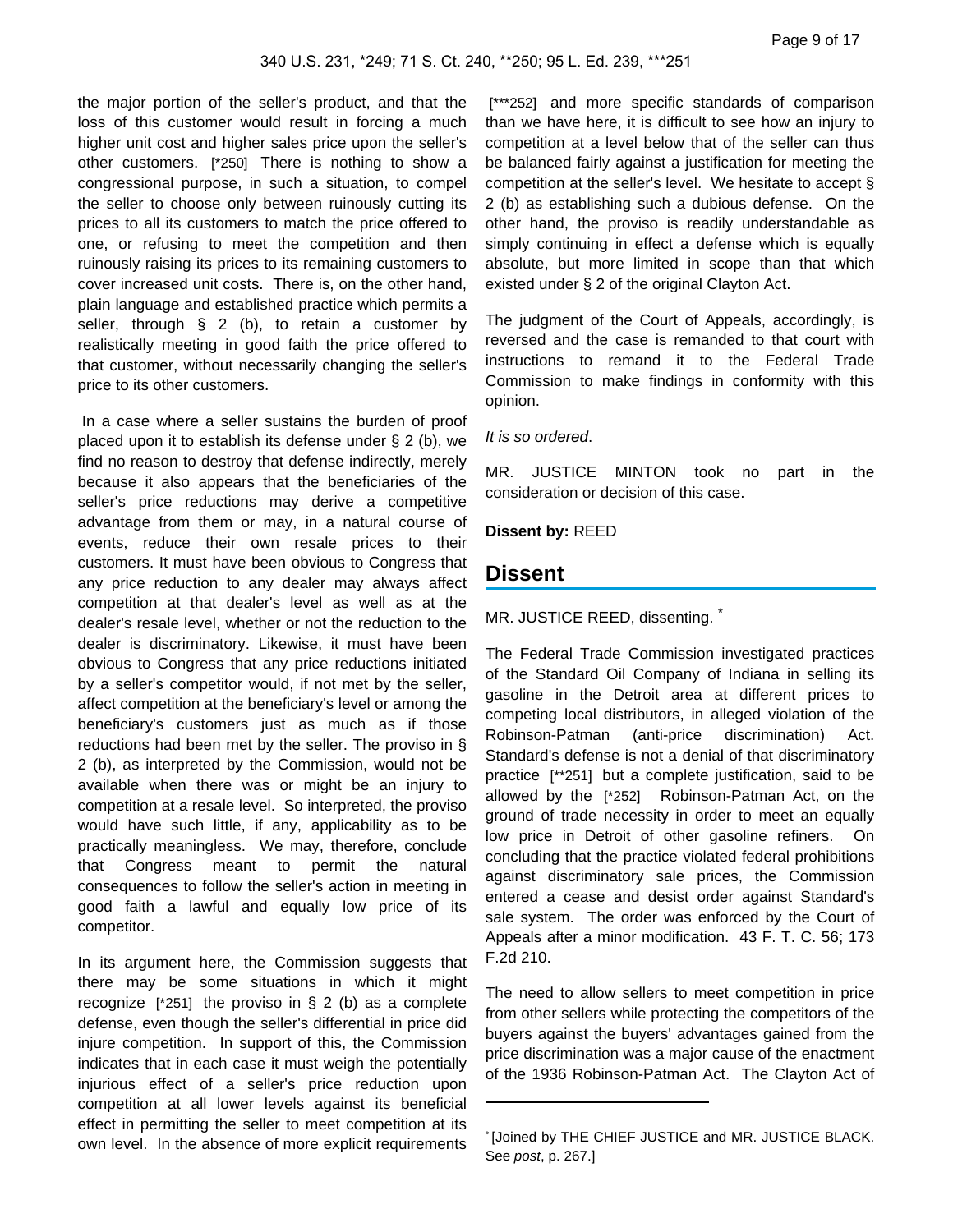the major portion of the seller's product, and that the loss of this customer would result in forcing a much higher unit cost and higher sales price upon the seller's other customers. [*250] There is nothing to show a congressional purpose, in such a situation, to compel the seller to choose only between ruinously cutting its prices to all its customers to match the price offered to one, or refusing to meet the competition and then ruinously raising its prices to its remaining customers to cover increased unit costs. There is, on the other hand, plain language and established practice which permits a seller, through § 2 (b), to retain a customer by realistically meeting in good faith the price offered to that customer, without necessarily changing the seller's price to its other customers.

In a case where a seller sustains the burden of proof placed upon it to establish its defense under § 2 (b), we find no reason to destroy that defense indirectly, merely because it also appears that the beneficiaries of the seller's price reductions may derive a competitive advantage from them or may, in a natural course of events, reduce their own resale prices to their customers. It must have been obvious to Congress that any price reduction to any dealer may always affect competition at that dealer's level as well as at the dealer's resale level, whether or not the reduction to the dealer is discriminatory. Likewise, it must have been obvious to Congress that any price reductions initiated by a seller's competitor would, if not met by the seller, affect competition at the beneficiary's level or among the beneficiary's customers just as much as if those reductions had been met by the seller. The proviso in § 2 (b), as interpreted by the Commission, would not be available when there was or might be an injury to competition at a resale level. So interpreted, the proviso would have such little, if any, applicability as to be practically meaningless. We may, therefore, conclude that Congress meant to permit the natural consequences to follow the seller's action in meeting in good faith a lawful and equally low price of its competitor.

In its argument here, the Commission suggests that there may be some situations in which it might recognize [*251] the proviso in § 2 (b) as a complete defense, even though the seller's differential in price did injure competition. In support of this, the Commission indicates that in each case it must weigh the potentially injurious effect of a seller's price reduction upon competition at all lower levels against its beneficial effect in permitting the seller to meet competition at its own level. In the absence of more explicit requirements [***252] and more specific standards of comparison than we have here, it is difficult to see how an injury to competition at a level below that of the seller can thus be balanced fairly against a justification for meeting the competition at the seller's level. We hesitate to accept § 2 (b) as establishing such a dubious defense. On the other hand, the proviso is readily understandable as simply continuing in effect a defense which is equally absolute, but more limited in scope than that which existed under § 2 of the original Clayton Act.

The judgment of the Court of Appeals, accordingly, is reversed and the case is remanded to that court with instructions to remand it to the Federal Trade Commission to make findings in conformity with this opinion.

*It is so ordered*.

MR. JUSTICE MINTON took no part in the consideration or decision of this case.

**Dissent by:** REED

## Dissent

MR. JUSTICE REED, dissenting. *

The Federal Trade Commission investigated practices of the Standard Oil Company of Indiana in selling its gasoline in the Detroit area at different prices to competing local distributors, in alleged violation of the Robinson-Patman (anti-price discrimination) Act. Standard's defense is not a denial of that discriminatory practice [**251] but a complete justification, said to be allowed by the [*252] Robinson-Patman Act, on the ground of trade necessity in order to meet an equally low price in Detroit of other gasoline refiners. On concluding that the practice violated federal prohibitions against discriminatory sale prices, the Commission entered a cease and desist order against Standard's sale system. The order was enforced by the Court of Appeals after a minor modification. 43 F. T. C. 56; 173 F.2d 210.

The need to allow sellers to meet competition in price from other sellers while protecting the competitors of the buyers against the buyers' advantages gained from the price discrimination was a major cause of the enactment of the 1936 Robinson-Patman Act. The Clayton Act of

---

* [Joined by THE CHIEF JUSTICE and MR. JUSTICE BLACK. See *post*, p. 267.]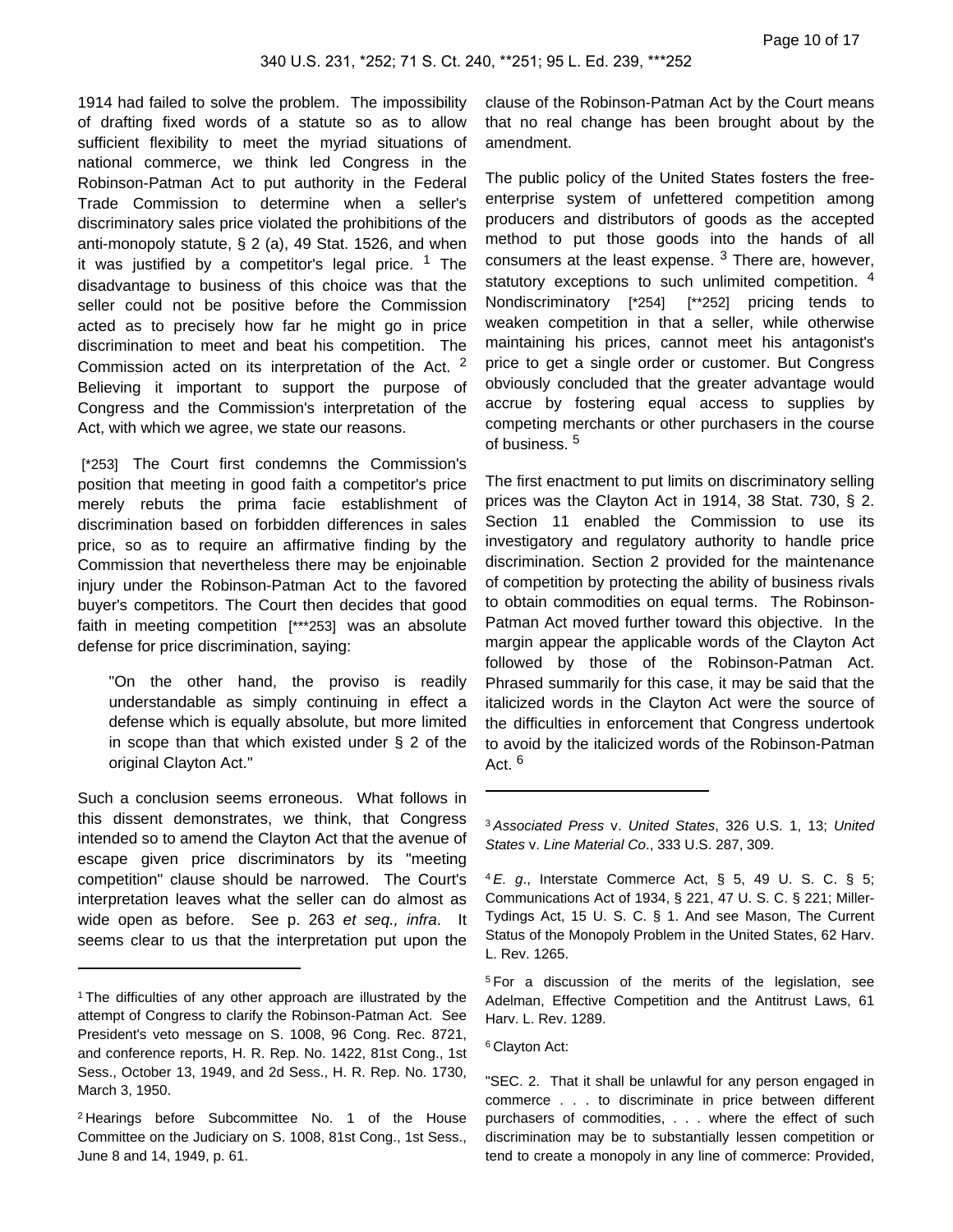1914 had failed to solve the problem. The impossibility of drafting fixed words of a statute so as to allow sufficient flexibility to meet the myriad situations of national commerce, we think led Congress in the Robinson-Patman Act to put authority in the Federal Trade Commission to determine when a seller's discriminatory sales price violated the prohibitions of the anti-monopoly statute, § 2 (a), 49 Stat. 1526, and when it was justified by a competitor's legal price. [1] The disadvantage to business of this choice was that the seller could not be positive before the Commission acted as to precisely how far he might go in price discrimination to meet and beat his competition. The Commission acted on its interpretation of the Act. [2] Believing it important to support the purpose of Congress and the Commission's interpretation of the Act, with which we agree, we state our reasons.

[*253] The Court first condemns the Commission's position that meeting in good faith a competitor's price merely rebuts the prima facie establishment of discrimination based on forbidden differences in sales price, so as to require an affirmative finding by the Commission that nevertheless there may be enjoinable injury under the Robinson-Patman Act to the favored buyer's competitors. The Court then decides that good faith in meeting competition [***253] was an absolute defense for price discrimination, saying:

> "On the other hand, the proviso is readily understandable as simply continuing in effect a defense which is equally absolute, but more limited in scope than that which existed under § 2 of the original Clayton Act."

Such a conclusion seems erroneous. What follows in this dissent demonstrates, we think, that Congress intended so to amend the Clayton Act that the avenue of escape given price discriminators by its "meeting competition" clause should be narrowed. The Court's interpretation leaves what the seller can do almost as wide open as before. See p. 263 *et seq., infra*. It seems clear to us that the interpretation put upon the clause of the Robinson-Patman Act by the Court means that no real change has been brought about by the amendment.

The public policy of the United States fosters the free-enterprise system of unfettered competition among producers and distributors of goods as the accepted method to put those goods into the hands of all consumers at the least expense. [3] There are, however, statutory exceptions to such unlimited competition. [4] Nondiscriminatory [*254] [**252] pricing tends to weaken competition in that a seller, while otherwise maintaining his prices, cannot meet his antagonist's price to get a single order or customer. But Congress obviously concluded that the greater advantage would accrue by fostering equal access to supplies by competing merchants or other purchasers in the course of business. [5]

The first enactment to put limits on discriminatory selling prices was the Clayton Act in 1914, 38 Stat. 730, § 2. Section 11 enabled the Commission to use its investigatory and regulatory authority to handle price discrimination. Section 2 provided for the maintenance of competition by protecting the ability of business rivals to obtain commodities on equal terms. The Robinson-Patman Act moved further toward this objective. In the margin appear the applicable words of the Clayton Act followed by those of the Robinson-Patman Act. Phrased summarily for this case, it may be said that the italicized words in the Clayton Act were the source of the difficulties in enforcement that Congress undertook to avoid by the italicized words of the Robinson-Patman Act. [6]

---

[1] The difficulties of any other approach are illustrated by the attempt of Congress to clarify the Robinson-Patman Act. See President's veto message on S. 1008, 96 Cong. Rec. 8721, and conference reports, H. R. Rep. No. 1422, 81st Cong., 1st Sess., October 13, 1949, and 2d Sess., H. R. Rep. No. 1730, March 3, 1950.

[2] Hearings before Subcommittee No. 1 of the House Committee on the Judiciary on S. 1008, 81st Cong., 1st Sess., June 8 and 14, 1949, p. 61.

[3] *Associated Press* v. *United States*, 326 U.S. 1, 13; *United States* v. *Line Material Co*., 333 U.S. 287, 309.

[4] *E. g*., Interstate Commerce Act, § 5, 49 U. S. C. § 5; Communications Act of 1934, § 221, 47 U. S. C. § 221; Miller-Tydings Act, 15 U. S. C. § 1. And see Mason, The Current Status of the Monopoly Problem in the United States, 62 Harv. L. Rev. 1265.

[5] For a discussion of the merits of the legislation, see Adelman, Effective Competition and the Antitrust Laws, 61 Harv. L. Rev. 1289.

[6] Clayton Act:

"SEC. 2. That it shall be unlawful for any person engaged in commerce . . . to discriminate in price between different purchasers of commodities, . . . where the effect of such discrimination may be to substantially lessen competition or tend to create a monopoly in any line of commerce: Provided,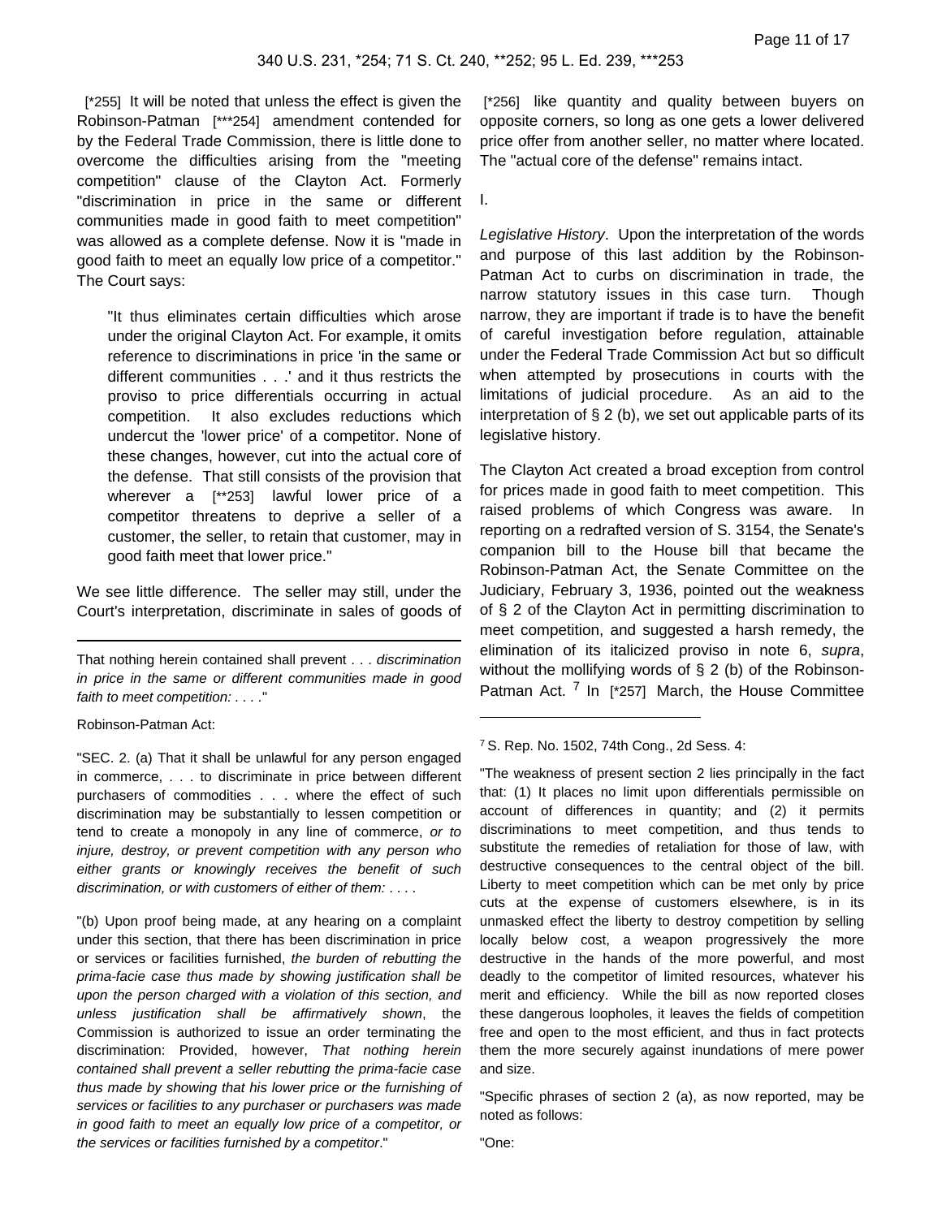[*255] It will be noted that unless the effect is given the Robinson-Patman [***254] amendment contended for by the Federal Trade Commission, there is little done to overcome the difficulties arising from the "meeting competition" clause of the Clayton Act. Formerly "discrimination in price in the same or different communities made in good faith to meet competition" was allowed as a complete defense. Now it is "made in good faith to meet an equally low price of a competitor." The Court says:

> "It thus eliminates certain difficulties which arose under the original Clayton Act. For example, it omits reference to discriminations in price 'in the same or different communities . . .' and it thus restricts the proviso to price differentials occurring in actual competition. It also excludes reductions which undercut the 'lower price' of a competitor. None of these changes, however, cut into the actual core of the defense. That still consists of the provision that wherever a [**253] lawful lower price of a competitor threatens to deprive a seller of a customer, the seller, to retain that customer, may in good faith meet that lower price."

We see little difference. The seller may still, under the Court's interpretation, discriminate in sales of goods of [*256] like quantity and quality between buyers on opposite corners, so long as one gets a lower delivered price offer from another seller, no matter where located. The "actual core of the defense" remains intact.

I.

*Legislative History*. Upon the interpretation of the words and purpose of this last addition by the Robinson-Patman Act to curbs on discrimination in trade, the narrow statutory issues in this case turn. Though narrow, they are important if trade is to have the benefit of careful investigation before regulation, attainable under the Federal Trade Commission Act but so difficult when attempted by prosecutions in courts with the limitations of judicial procedure. As an aid to the interpretation of § 2 (b), we set out applicable parts of its legislative history.

The Clayton Act created a broad exception from control for prices made in good faith to meet competition. This raised problems of which Congress was aware. In reporting on a redrafted version of S. 3154, the Senate's companion bill to the House bill that became the Robinson-Patman Act, the Senate Committee on the Judiciary, February 3, 1936, pointed out the weakness of § 2 of the Clayton Act in permitting discrimination to meet competition, and suggested a harsh remedy, the elimination of its italicized proviso in note 6, *supra*, without the mollifying words of § 2 (b) of the Robinson-Patman Act. [7] In [*257] March, the House Committee

---

That nothing herein contained shall prevent . . . *discrimination in price in the same or different communities made in good faith to meet competition: . . . .*"

Robinson-Patman Act:

"SEC. 2. (a) That it shall be unlawful for any person engaged in commerce, . . . to discriminate in price between different purchasers of commodities . . . where the effect of such discrimination may be substantially to lessen competition or tend to create a monopoly in any line of commerce, *or to injure, destroy, or prevent competition with any person who either grants or knowingly receives the benefit of such discrimination, or with customers of either of them: . . . .*

"(b) Upon proof being made, at any hearing on a complaint under this section, that there has been discrimination in price or services or facilities furnished, *the burden of rebutting the prima-facie case thus made by showing justification shall be upon the person charged with a violation of this section, and unless justification shall be affirmatively shown*, the Commission is authorized to issue an order terminating the discrimination: Provided, however, *That nothing herein contained shall prevent a seller rebutting the prima-facie case thus made by showing that his lower price or the furnishing of services or facilities to any purchaser or purchasers was made in good faith to meet an equally low price of a competitor, or the services or facilities furnished by a competitor*."

[7] S. Rep. No. 1502, 74th Cong., 2d Sess. 4:

"The weakness of present section 2 lies principally in the fact that: (1) It places no limit upon differentials permissible on account of differences in quantity; and (2) it permits discriminations to meet competition, and thus tends to substitute the remedies of retaliation for those of law, with destructive consequences to the central object of the bill. Liberty to meet competition which can be met only by price cuts at the expense of customers elsewhere, is in its unmasked effect the liberty to destroy competition by selling locally below cost, a weapon progressively the more destructive in the hands of the more powerful, and most deadly to the competitor of limited resources, whatever his merit and efficiency. While the bill as now reported closes these dangerous loopholes, it leaves the fields of competition free and open to the most efficient, and thus in fact protects them the more securely against inundations of mere power and size.

"Specific phrases of section 2 (a), as now reported, may be noted as follows:

"One: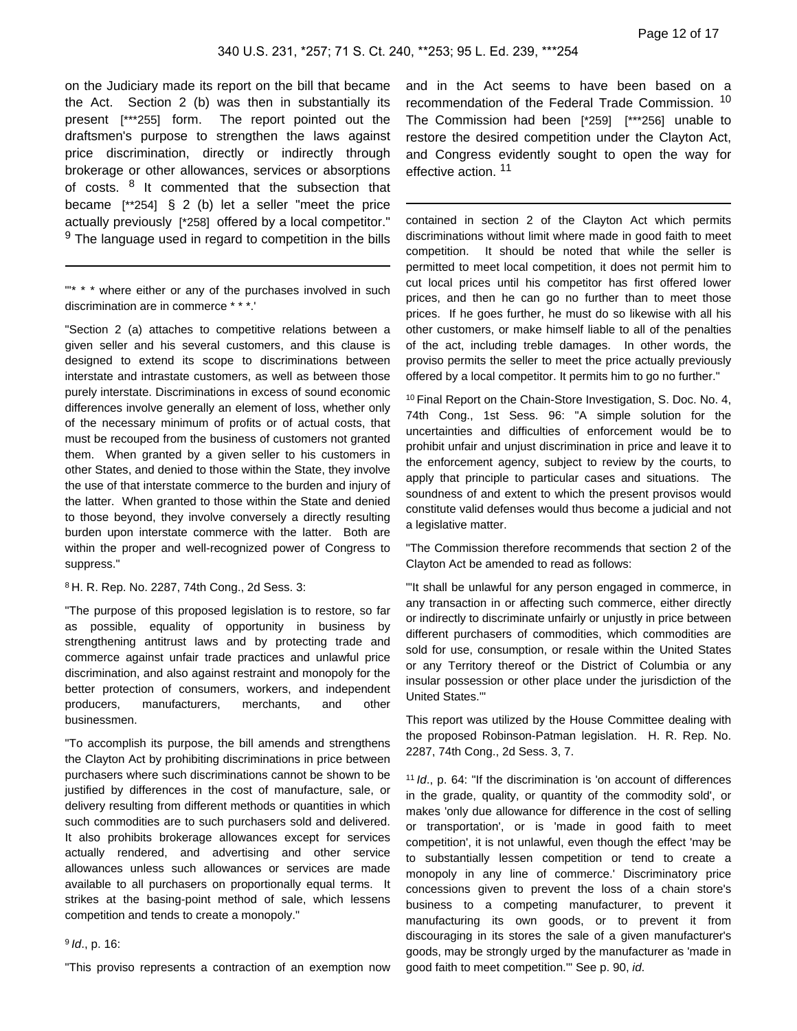on the Judiciary made its report on the bill that became the Act. Section 2 (b) was then in substantially its present [***255] form. The report pointed out the draftsmen's purpose to strengthen the laws against price discrimination, directly or indirectly through brokerage or other allowances, services or absorptions of costs. [8] It commented that the subsection that became [**254] § 2 (b) let a seller "meet the price actually previously [*258] offered by a local competitor." [9] The language used in regard to competition in the bills and in the Act seems to have been based on a recommendation of the Federal Trade Commission. [10] The Commission had been [*259] [***256] unable to restore the desired competition under the Clayton Act, and Congress evidently sought to open the way for effective action. [11]

---

"'* * * where either or any of the purchases involved in such discrimination are in commerce * * *.'

"Section 2 (a) attaches to competitive relations between a given seller and his several customers, and this clause is designed to extend its scope to discriminations between interstate and intrastate customers, as well as between those purely interstate. Discriminations in excess of sound economic differences involve generally an element of loss, whether only of the necessary minimum of profits or of actual costs, that must be recouped from the business of customers not granted them. When granted by a given seller to his customers in other States, and denied to those within the State, they involve the use of that interstate commerce to the burden and injury of the latter. When granted to those within the State and denied to those beyond, they involve conversely a directly resulting burden upon interstate commerce with the latter. Both are within the proper and well-recognized power of Congress to suppress."

[8] H. R. Rep. No. 2287, 74th Cong., 2d Sess. 3:

"The purpose of this proposed legislation is to restore, so far as possible, equality of opportunity in business by strengthening antitrust laws and by protecting trade and commerce against unfair trade practices and unlawful price discrimination, and also against restraint and monopoly for the better protection of consumers, workers, and independent producers, manufacturers, merchants, and other businessmen.

"To accomplish its purpose, the bill amends and strengthens the Clayton Act by prohibiting discriminations in price between purchasers where such discriminations cannot be shown to be justified by differences in the cost of manufacture, sale, or delivery resulting from different methods or quantities in which such commodities are to such purchasers sold and delivered. It also prohibits brokerage allowances except for services actually rendered, and advertising and other service allowances unless such allowances or services are made available to all purchasers on proportionally equal terms. It strikes at the basing-point method of sale, which lessens competition and tends to create a monopoly."

[9] *Id*., p. 16:

"This proviso represents a contraction of an exemption now contained in section 2 of the Clayton Act which permits discriminations without limit where made in good faith to meet competition. It should be noted that while the seller is permitted to meet local competition, it does not permit him to cut local prices until his competitor has first offered lower prices, and then he can go no further than to meet those prices. If he goes further, he must do so likewise with all his other customers, or make himself liable to all of the penalties of the act, including treble damages. In other words, the proviso permits the seller to meet the price actually previously offered by a local competitor. It permits him to go no further."

[10] Final Report on the Chain-Store Investigation, S. Doc. No. 4, 74th Cong., 1st Sess. 96: "A simple solution for the uncertainties and difficulties of enforcement would be to prohibit unfair and unjust discrimination in price and leave it to the enforcement agency, subject to review by the courts, to apply that principle to particular cases and situations. The soundness of and extent to which the present provisos would constitute valid defenses would thus become a judicial and not a legislative matter.

"The Commission therefore recommends that section 2 of the Clayton Act be amended to read as follows:

"'It shall be unlawful for any person engaged in commerce, in any transaction in or affecting such commerce, either directly or indirectly to discriminate unfairly or unjustly in price between different purchasers of commodities, which commodities are sold for use, consumption, or resale within the United States or any Territory thereof or the District of Columbia or any insular possession or other place under the jurisdiction of the United States.'"

This report was utilized by the House Committee dealing with the proposed Robinson-Patman legislation. H. R. Rep. No. 2287, 74th Cong., 2d Sess. 3, 7.

[11] *Id*., p. 64: "If the discrimination is 'on account of differences in the grade, quality, or quantity of the commodity sold', or makes 'only due allowance for difference in the cost of selling or transportation', or is 'made in good faith to meet competition', it is not unlawful, even though the effect 'may be to substantially lessen competition or tend to create a monopoly in any line of commerce.' Discriminatory price concessions given to prevent the loss of a chain store's business to a competing manufacturer, to prevent it manufacturing its own goods, or to prevent it from discouraging in its stores the sale of a given manufacturer's goods, may be strongly urged by the manufacturer as 'made in good faith to meet competition.'" See p. 90, *id.*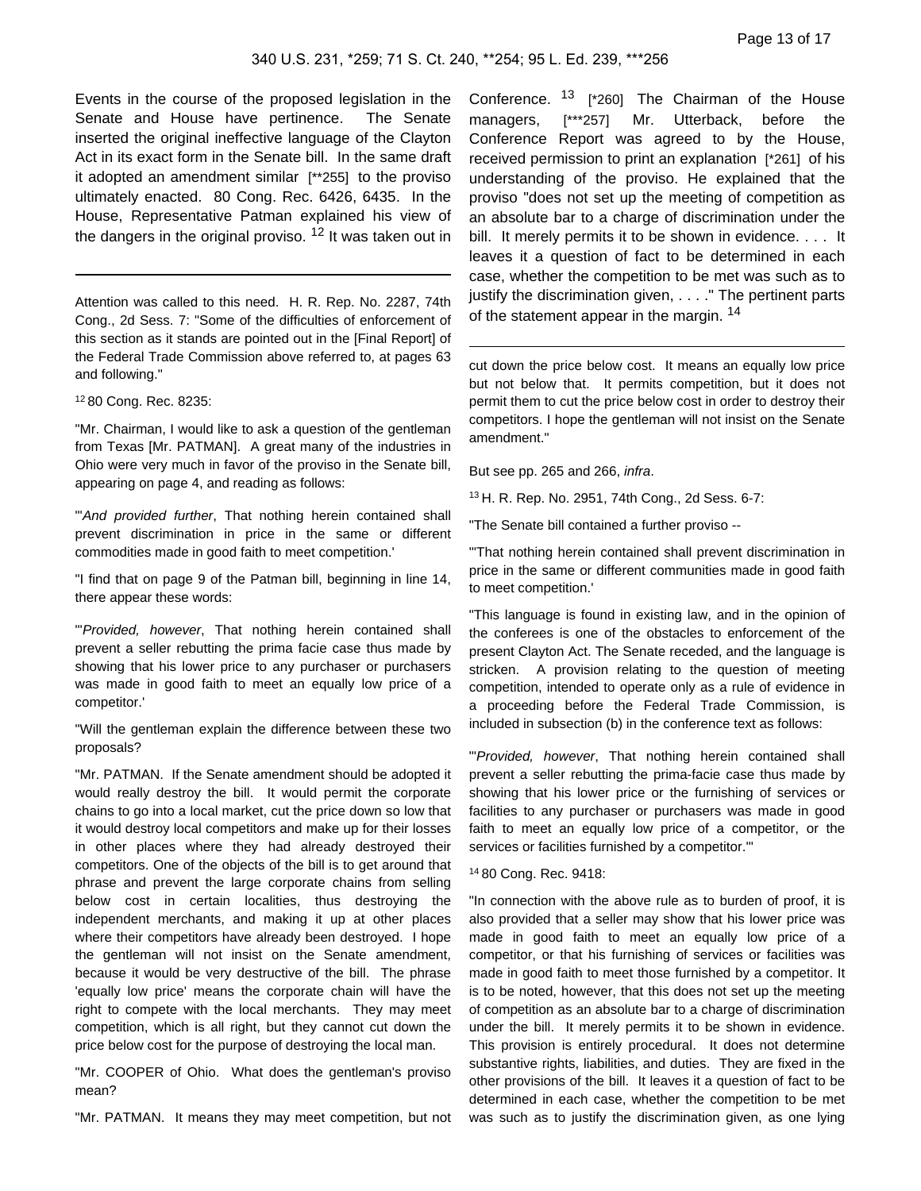Events in the course of the proposed legislation in the Senate and House have pertinence. The Senate inserted the original ineffective language of the Clayton Act in its exact form in the Senate bill. In the same draft it adopted an amendment similar [**255] to the proviso ultimately enacted. 80 Cong. Rec. 6426, 6435. In the House, Representative Patman explained his view of the dangers in the original proviso. [12] It was taken out in Conference. [13] [*260] The Chairman of the House managers, [***257] Mr. Utterback, before the Conference Report was agreed to by the House, received permission to print an explanation [*261] of his understanding of the proviso. He explained that the proviso "does not set up the meeting of competition as an absolute bar to a charge of discrimination under the bill. It merely permits it to be shown in evidence. . . . It leaves it a question of fact to be determined in each case, whether the competition to be met was such as to justify the discrimination given, . . . ." The pertinent parts of the statement appear in the margin. [14]

---

Attention was called to this need. H. R. Rep. No. 2287, 74th Cong., 2d Sess. 7: "Some of the difficulties of enforcement of this section as it stands are pointed out in the [Final Report] of the Federal Trade Commission above referred to, at pages 63 and following."

[12] 80 Cong. Rec. 8235:

"Mr. Chairman, I would like to ask a question of the gentleman from Texas [Mr. PATMAN]. A great many of the industries in Ohio were very much in favor of the proviso in the Senate bill, appearing on page 4, and reading as follows:

"'*And provided further*, That nothing herein contained shall prevent discrimination in price in the same or different commodities made in good faith to meet competition.'

"I find that on page 9 of the Patman bill, beginning in line 14, there appear these words:

"'*Provided, however*, That nothing herein contained shall prevent a seller rebutting the prima facie case thus made by showing that his lower price to any purchaser or purchasers was made in good faith to meet an equally low price of a competitor.'

"Will the gentleman explain the difference between these two proposals?

"Mr. PATMAN. If the Senate amendment should be adopted it would really destroy the bill. It would permit the corporate chains to go into a local market, cut the price down so low that it would destroy local competitors and make up for their losses in other places where they had already destroyed their competitors. One of the objects of the bill is to get around that phrase and prevent the large corporate chains from selling below cost in certain localities, thus destroying the independent merchants, and making it up at other places where their competitors have already been destroyed. I hope the gentleman will not insist on the Senate amendment, because it would be very destructive of the bill. The phrase 'equally low price' means the corporate chain will have the right to compete with the local merchants. They may meet competition, which is all right, but they cannot cut down the price below cost for the purpose of destroying the local man.

"Mr. COOPER of Ohio. What does the gentleman's proviso mean?

"Mr. PATMAN. It means they may meet competition, but not cut down the price below cost. It means an equally low price but not below that. It permits competition, but it does not permit them to cut the price below cost in order to destroy their competitors. I hope the gentleman will not insist on the Senate amendment."

But see pp. 265 and 266, *infra*.

[13] H. R. Rep. No. 2951, 74th Cong., 2d Sess. 6-7:

"The Senate bill contained a further proviso --

"'That nothing herein contained shall prevent discrimination in price in the same or different communities made in good faith to meet competition.'

"This language is found in existing law, and in the opinion of the conferees is one of the obstacles to enforcement of the present Clayton Act. The Senate receded, and the language is stricken. A provision relating to the question of meeting competition, intended to operate only as a rule of evidence in a proceeding before the Federal Trade Commission, is included in subsection (b) in the conference text as follows:

"'*Provided, however*, That nothing herein contained shall prevent a seller rebutting the prima-facie case thus made by showing that his lower price or the furnishing of services or facilities to any purchaser or purchasers was made in good faith to meet an equally low price of a competitor, or the services or facilities furnished by a competitor.'"

[14] 80 Cong. Rec. 9418:

"In connection with the above rule as to burden of proof, it is also provided that a seller may show that his lower price was made in good faith to meet an equally low price of a competitor, or that his furnishing of services or facilities was made in good faith to meet those furnished by a competitor. It is to be noted, however, that this does not set up the meeting of competition as an absolute bar to a charge of discrimination under the bill. It merely permits it to be shown in evidence. This provision is entirely procedural. It does not determine substantive rights, liabilities, and duties. They are fixed in the other provisions of the bill. It leaves it a question of fact to be determined in each case, whether the competition to be met was such as to justify the discrimination given, as one lying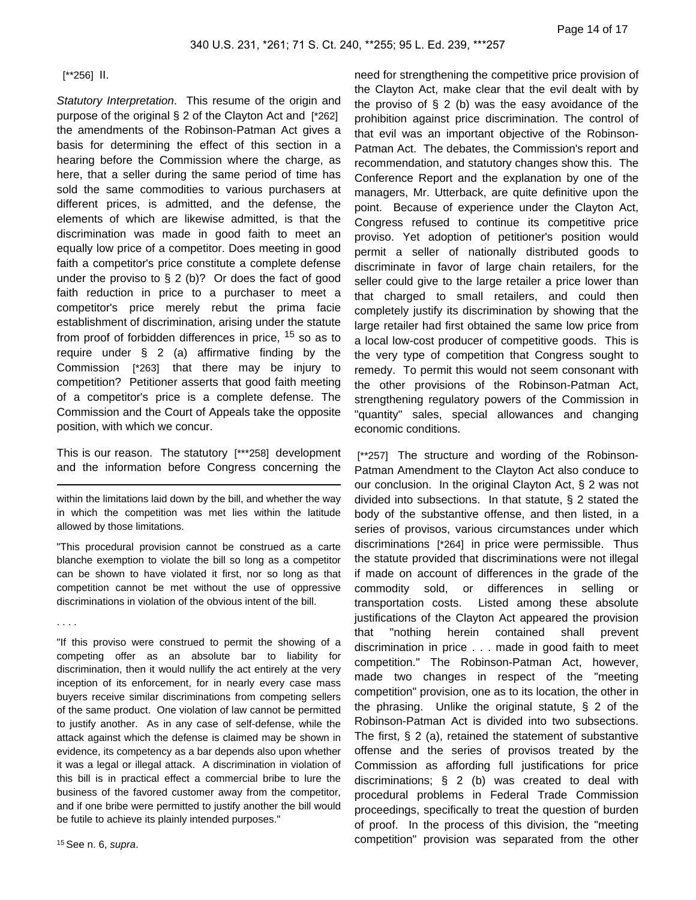[**256] II.

*Statutory Interpretation*. This resume of the origin and purpose of the original § 2 of the Clayton Act and [*262] the amendments of the Robinson-Patman Act gives a basis for determining the effect of this section in a hearing before the Commission where the charge, as here, that a seller during the same period of time has sold the same commodities to various purchasers at different prices, is admitted, and the defense, the elements of which are likewise admitted, is that the discrimination was made in good faith to meet an equally low price of a competitor. Does meeting in good faith a competitor's price constitute a complete defense under the proviso to § 2 (b)? Or does the fact of good faith reduction in price to a purchaser to meet a competitor's price merely rebut the prima facie establishment of discrimination, arising under the statute from proof of forbidden differences in price, [15] so as to require under § 2 (a) affirmative finding by the Commission [*263] that there may be injury to competition? Petitioner asserts that good faith meeting of a competitor's price is a complete defense. The Commission and the Court of Appeals take the opposite position, with which we concur.

This is our reason. The statutory [***258] development and the information before Congress concerning the need for strengthening the competitive price provision of the Clayton Act, make clear that the evil dealt with by the proviso of § 2 (b) was the easy avoidance of the prohibition against price discrimination. The control of that evil was an important objective of the Robinson-Patman Act. The debates, the Commission's report and recommendation, and statutory changes show this. The Conference Report and the explanation by one of the managers, Mr. Utterback, are quite definitive upon the point. Because of experience under the Clayton Act, Congress refused to continue its competitive price proviso. Yet adoption of petitioner's position would permit a seller of nationally distributed goods to discriminate in favor of large chain retailers, for the seller could give to the large retailer a price lower than that charged to small retailers, and could then completely justify its discrimination by showing that the large retailer had first obtained the same low price from a local low-cost producer of competitive goods. This is the very type of competition that Congress sought to remedy. To permit this would not seem consonant with the other provisions of the Robinson-Patman Act, strengthening regulatory powers of the Commission in "quantity" sales, special allowances and changing economic conditions.

[**257] The structure and wording of the Robinson-Patman Amendment to the Clayton Act also conduce to our conclusion. In the original Clayton Act, § 2 was not divided into subsections. In that statute, § 2 stated the body of the substantive offense, and then listed, in a series of provisos, various circumstances under which discriminations [*264] in price were permissible. Thus the statute provided that discriminations were not illegal if made on account of differences in the grade of the commodity sold, or differences in selling or transportation costs. Listed among these absolute justifications of the Clayton Act appeared the provision that "nothing herein contained shall prevent discrimination in price . . . made in good faith to meet competition." The Robinson-Patman Act, however, made two changes in respect of the "meeting competition" provision, one as to its location, the other in the phrasing. Unlike the original statute, § 2 of the Robinson-Patman Act is divided into two subsections. The first, § 2 (a), retained the statement of substantive offense and the series of provisos treated by the Commission as affording full justifications for price discriminations; § 2 (b) was created to deal with procedural problems in Federal Trade Commission proceedings, specifically to treat the question of burden of proof. In the process of this division, the "meeting competition" provision was separated from the other

---

within the limitations laid down by the bill, and whether the way in which the competition was met lies within the latitude allowed by those limitations.

"This procedural provision cannot be construed as a carte blanche exemption to violate the bill so long as a competitor can be shown to have violated it first, nor so long as that competition cannot be met without the use of oppressive discriminations in violation of the obvious intent of the bill.

. . . .

"If this proviso were construed to permit the showing of a competing offer as an absolute bar to liability for discrimination, then it would nullify the act entirely at the very inception of its enforcement, for in nearly every case mass buyers receive similar discriminations from competing sellers of the same product. One violation of law cannot be permitted to justify another. As in any case of self-defense, while the attack against which the defense is claimed may be shown in evidence, its competency as a bar depends also upon whether it was a legal or illegal attack. A discrimination in violation of this bill is in practical effect a commercial bribe to lure the business of the favored customer away from the competitor, and if one bribe were permitted to justify another the bill would be futile to achieve its plainly intended purposes."

[15] See n. 6, *supra*.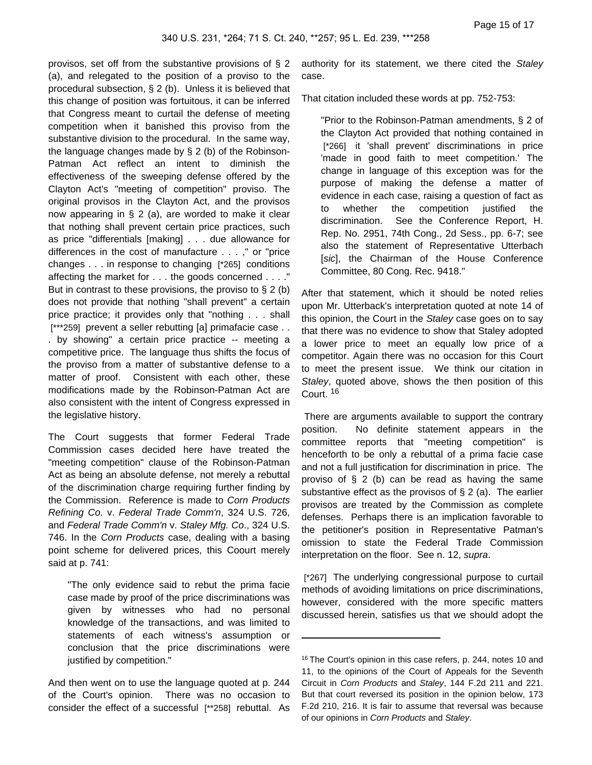provisos, set off from the substantive provisions of § 2 (a), and relegated to the position of a proviso to the procedural subsection, § 2 (b). Unless it is believed that this change of position was fortuitous, it can be inferred that Congress meant to curtail the defense of meeting competition when it banished this proviso from the substantive division to the procedural. In the same way, the language changes made by § 2 (b) of the Robinson-Patman Act reflect an intent to diminish the effectiveness of the sweeping defense offered by the Clayton Act's "meeting of competition" proviso. The original provisos in the Clayton Act, and the provisos now appearing in § 2 (a), are worded to make it clear that nothing shall prevent certain price practices, such as price "differentials [making] . . . due allowance for differences in the cost of manufacture . . . ," or "price changes . . . in response to changing [*265] conditions affecting the market for . . . the goods concerned . . . ." But in contrast to these provisions, the proviso to § 2 (b) does not provide that nothing "shall prevent" a certain price practice; it provides only that "nothing . . . shall [***259] prevent a seller rebutting [a] primafacie case . . . by showing" a certain price practice -- meeting a competitive price. The language thus shifts the focus of the proviso from a matter of substantive defense to a matter of proof. Consistent with each other, these modifications made by the Robinson-Patman Act are also consistent with the intent of Congress expressed in the legislative history.

The Court suggests that former Federal Trade Commission cases decided here have treated the "meeting competition" clause of the Robinson-Patman Act as being an absolute defense, not merely a rebuttal of the discrimination charge requiring further finding by the Commission. Reference is made to *Corn Products Refining Co*. v. *Federal Trade Comm'n*, 324 U.S. 726, and *Federal Trade Comm'n* v. *Staley Mfg. Co*., 324 U.S. 746. In the *Corn Products* case, dealing with a basing point scheme for delivered prices, this Coourt merely said at p. 741:

> "The only evidence said to rebut the prima facie case made by proof of the price discriminations was given by witnesses who had no personal knowledge of the transactions, and was limited to statements of each witness's assumption or conclusion that the price discriminations were justified by competition."

And then went on to use the language quoted at p. 244 of the Court's opinion. There was no occasion to consider the effect of a successful [**258] rebuttal. As authority for its statement, we there cited the *Staley* case.

That citation included these words at pp. 752-753:

> "Prior to the Robinson-Patman amendments, § 2 of the Clayton Act provided that nothing contained in [*266] it 'shall prevent' discriminations in price 'made in good faith to meet competition.' The change in language of this exception was for the purpose of making the defense a matter of evidence in each case, raising a question of fact as to whether the competition justified the discrimination. See the Conference Report, H. Rep. No. 2951, 74th Cong., 2d Sess., pp. 6-7; see also the statement of Representative Utterbach [*sic*], the Chairman of the House Conference Committee, 80 Cong. Rec. 9418."

After that statement, which it should be noted relies upon Mr. Utterback's interpretation quoted at note 14 of this opinion, the Court in the *Staley* case goes on to say that there was no evidence to show that Staley adopted a lower price to meet an equally low price of a competitor. Again there was no occasion for this Court to meet the present issue. We think our citation in *Staley*, quoted above, shows the then position of this Court. [16]

There are arguments available to support the contrary position. No definite statement appears in the committee reports that "meeting competition" is henceforth to be only a rebuttal of a prima facie case and not a full justification for discrimination in price. The proviso of § 2 (b) can be read as having the same substantive effect as the provisos of § 2 (a). The earlier provisos are treated by the Commission as complete defenses. Perhaps there is an implication favorable to the petitioner's position in Representative Patman's omission to state the Federal Trade Commission interpretation on the floor. See n. 12, *supra*.

[*267] The underlying congressional purpose to curtail methods of avoiding limitations on price discriminations, however, considered with the more specific matters discussed herein, satisfies us that we should adopt the

---

[16] The Court's opinion in this case refers, p. 244, notes 10 and 11, to the opinions of the Court of Appeals for the Seventh Circuit in *Corn Products* and *Staley*, 144 F.2d 211 and 221. But that court reversed its position in the opinion below, 173 F.2d 210, 216. It is fair to assume that reversal was because of our opinions in *Corn Products* and *Staley*.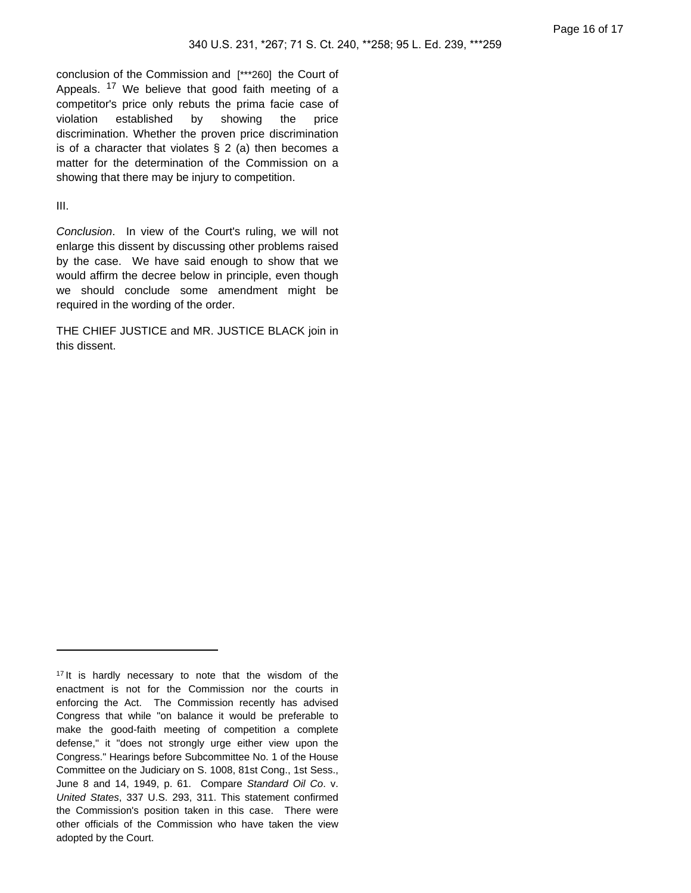conclusion of the Commission and [***260] the Court of Appeals. [17] We believe that good faith meeting of a competitor's price only rebuts the prima facie case of violation established by showing the price discrimination. Whether the proven price discrimination is of a character that violates § 2 (a) then becomes a matter for the determination of the Commission on a showing that there may be injury to competition.

III.

*Conclusion*. In view of the Court's ruling, we will not enlarge this dissent by discussing other problems raised by the case. We have said enough to show that we would affirm the decree below in principle, even though we should conclude some amendment might be required in the wording of the order.

THE CHIEF JUSTICE and MR. JUSTICE BLACK join in this dissent.

---

[17] It is hardly necessary to note that the wisdom of the enactment is not for the Commission nor the courts in enforcing the Act. The Commission recently has advised Congress that while "on balance it would be preferable to make the good-faith meeting of competition a complete defense," it "does not strongly urge either view upon the Congress." Hearings before Subcommittee No. 1 of the House Committee on the Judiciary on S. 1008, 81st Cong., 1st Sess., June 8 and 14, 1949, p. 61. Compare *Standard Oil Co*. v. *United States*, 337 U.S. 293, 311. This statement confirmed the Commission's position taken in this case. There were other officials of the Commission who have taken the view adopted by the Court.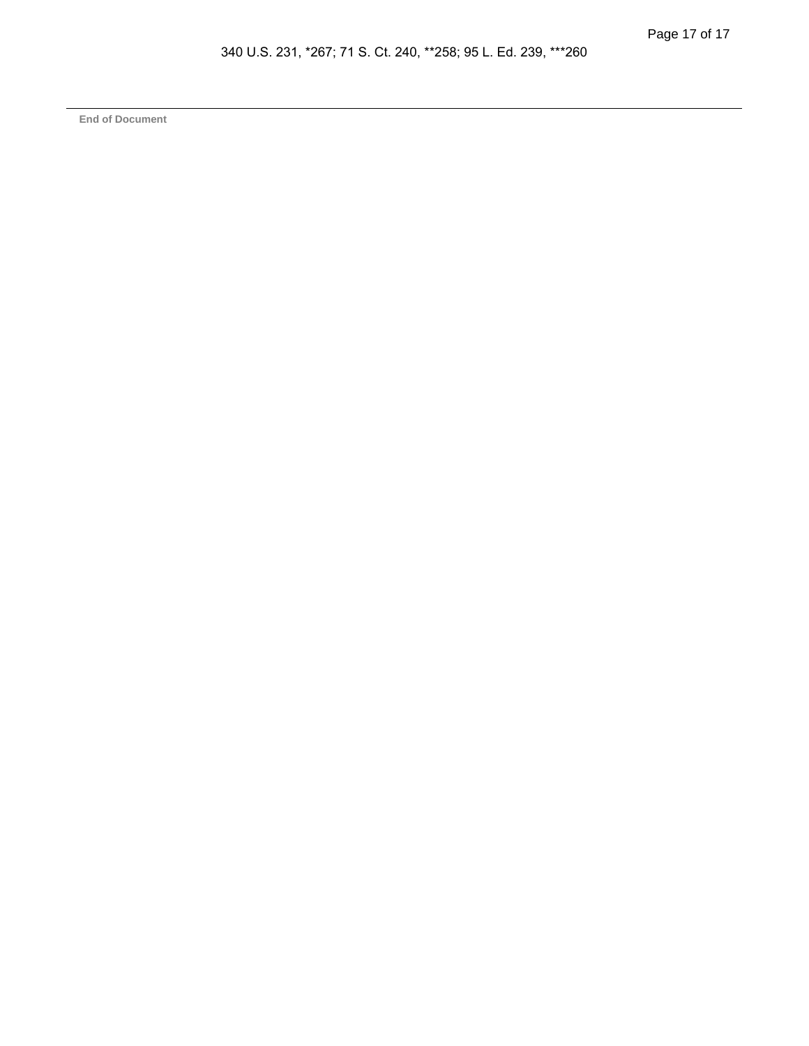**End of Document**